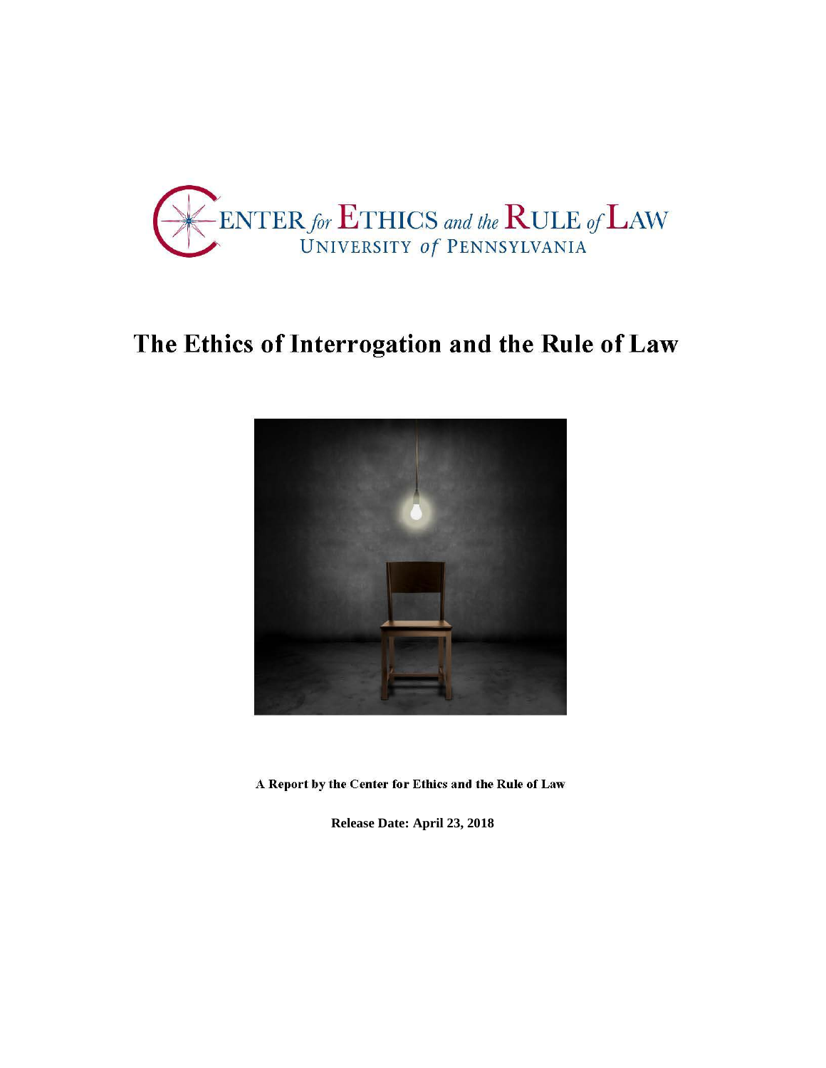CENTER *for* ETHICS *and the* RULE *of* LAW
UNIVERSITY *of* PENNSYLVANIA

# The Ethics of Interrogation and the Rule of Law

**A Report by the Center for Ethics and the Rule of Law**

**Release Date: April 23, 2018**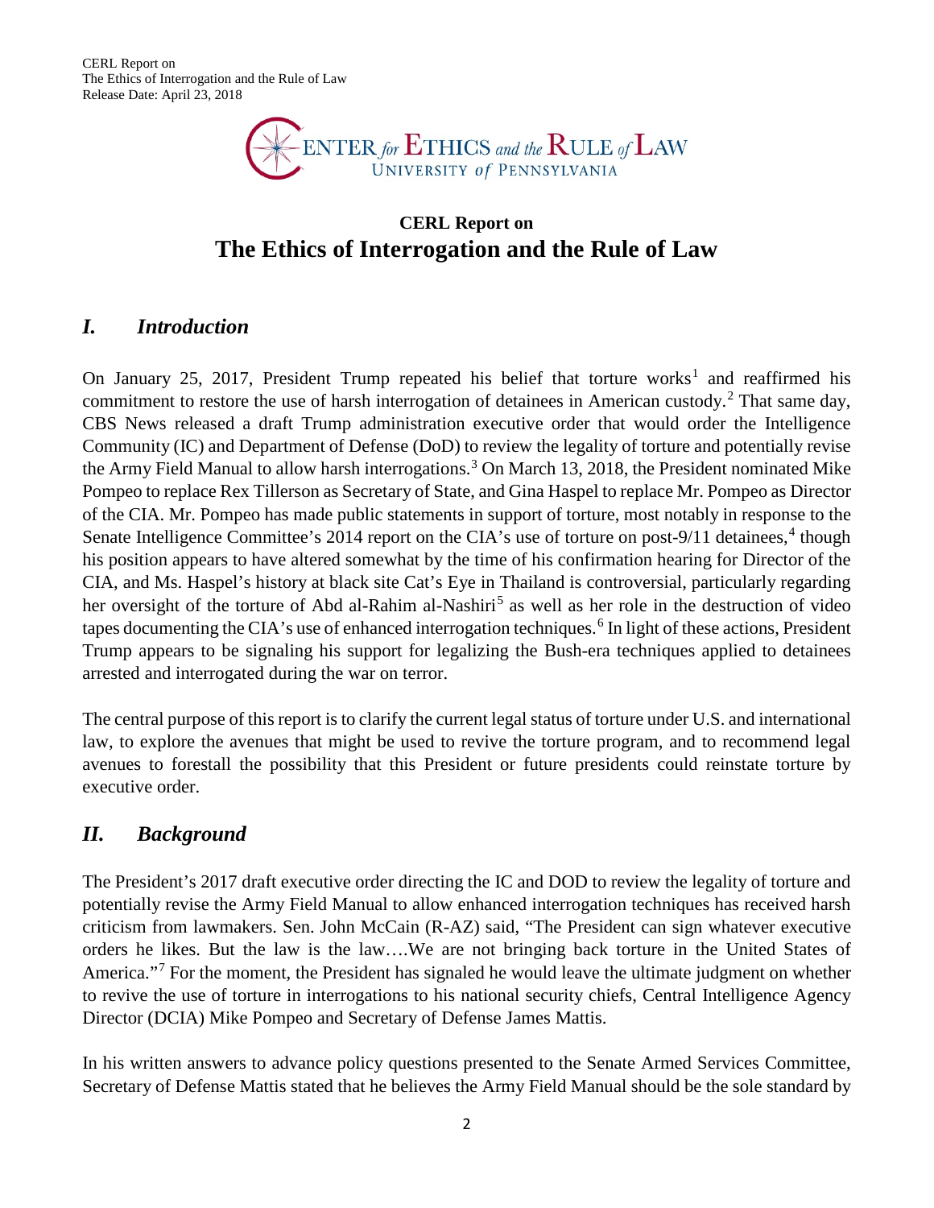# CERL Report on The Ethics of Interrogation and the Rule of Law

## *I. Introduction*

On January 25, 2017, President Trump repeated his belief that torture works[1] and reaffirmed his commitment to restore the use of harsh interrogation of detainees in American custody.[2] That same day, CBS News released a draft Trump administration executive order that would order the Intelligence Community (IC) and Department of Defense (DoD) to review the legality of torture and potentially revise the Army Field Manual to allow harsh interrogations.[3] On March 13, 2018, the President nominated Mike Pompeo to replace Rex Tillerson as Secretary of State, and Gina Haspel to replace Mr. Pompeo as Director of the CIA. Mr. Pompeo has made public statements in support of torture, most notably in response to the Senate Intelligence Committee's 2014 report on the CIA's use of torture on post-9/11 detainees,[4] though his position appears to have altered somewhat by the time of his confirmation hearing for Director of the CIA, and Ms. Haspel's history at black site Cat's Eye in Thailand is controversial, particularly regarding her oversight of the torture of Abd al-Rahim al-Nashiri[5] as well as her role in the destruction of video tapes documenting the CIA's use of enhanced interrogation techniques.[6] In light of these actions, President Trump appears to be signaling his support for legalizing the Bush-era techniques applied to detainees arrested and interrogated during the war on terror.

The central purpose of this report is to clarify the current legal status of torture under U.S. and international law, to explore the avenues that might be used to revive the torture program, and to recommend legal avenues to forestall the possibility that this President or future presidents could reinstate torture by executive order.

## *II. Background*

The President's 2017 draft executive order directing the IC and DOD to review the legality of torture and potentially revise the Army Field Manual to allow enhanced interrogation techniques has received harsh criticism from lawmakers. Sen. John McCain (R-AZ) said, "The President can sign whatever executive orders he likes. But the law is the law….We are not bringing back torture in the United States of America."[7] For the moment, the President has signaled he would leave the ultimate judgment on whether to revive the use of torture in interrogations to his national security chiefs, Central Intelligence Agency Director (DCIA) Mike Pompeo and Secretary of Defense James Mattis.

In his written answers to advance policy questions presented to the Senate Armed Services Committee, Secretary of Defense Mattis stated that he believes the Army Field Manual should be the sole standard by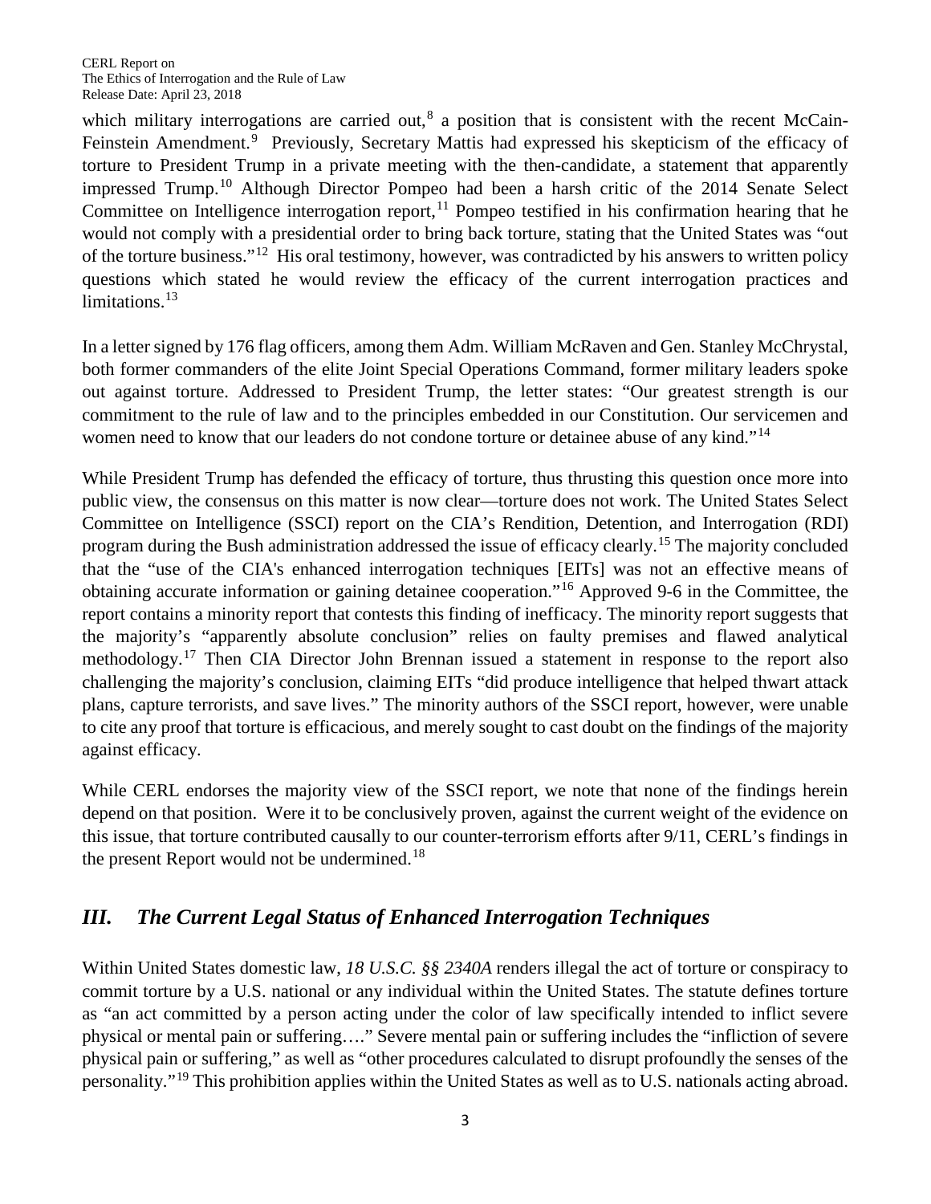which military interrogations are carried out,[8] a position that is consistent with the recent McCain-Feinstein Amendment.[9] Previously, Secretary Mattis had expressed his skepticism of the efficacy of torture to President Trump in a private meeting with the then-candidate, a statement that apparently impressed Trump.[10] Although Director Pompeo had been a harsh critic of the 2014 Senate Select Committee on Intelligence interrogation report,[11] Pompeo testified in his confirmation hearing that he would not comply with a presidential order to bring back torture, stating that the United States was "out of the torture business."[12] His oral testimony, however, was contradicted by his answers to written policy questions which stated he would review the efficacy of the current interrogation practices and limitations.[13]

In a letter signed by 176 flag officers, among them Adm. William McRaven and Gen. Stanley McChrystal, both former commanders of the elite Joint Special Operations Command, former military leaders spoke out against torture. Addressed to President Trump, the letter states: "Our greatest strength is our commitment to the rule of law and to the principles embedded in our Constitution. Our servicemen and women need to know that our leaders do not condone torture or detainee abuse of any kind."[14]

While President Trump has defended the efficacy of torture, thus thrusting this question once more into public view, the consensus on this matter is now clear—torture does not work. The United States Select Committee on Intelligence (SSCI) report on the CIA's Rendition, Detention, and Interrogation (RDI) program during the Bush administration addressed the issue of efficacy clearly.[15] The majority concluded that the "use of the CIA's enhanced interrogation techniques [EITs] was not an effective means of obtaining accurate information or gaining detainee cooperation."[16] Approved 9-6 in the Committee, the report contains a minority report that contests this finding of inefficacy. The minority report suggests that the majority's "apparently absolute conclusion" relies on faulty premises and flawed analytical methodology.[17] Then CIA Director John Brennan issued a statement in response to the report also challenging the majority's conclusion, claiming EITs "did produce intelligence that helped thwart attack plans, capture terrorists, and save lives." The minority authors of the SSCI report, however, were unable to cite any proof that torture is efficacious, and merely sought to cast doubt on the findings of the majority against efficacy.

While CERL endorses the majority view of the SSCI report, we note that none of the findings herein depend on that position. Were it to be conclusively proven, against the current weight of the evidence on this issue, that torture contributed causally to our counter-terrorism efforts after 9/11, CERL's findings in the present Report would not be undermined.[18]

## *III. The Current Legal Status of Enhanced Interrogation Techniques*

Within United States domestic law, *18 U.S.C. §§ 2340A* renders illegal the act of torture or conspiracy to commit torture by a U.S. national or any individual within the United States. The statute defines torture as "an act committed by a person acting under the color of law specifically intended to inflict severe physical or mental pain or suffering…." Severe mental pain or suffering includes the "infliction of severe physical pain or suffering," as well as "other procedures calculated to disrupt profoundly the senses of the personality."[19] This prohibition applies within the United States as well as to U.S. nationals acting abroad.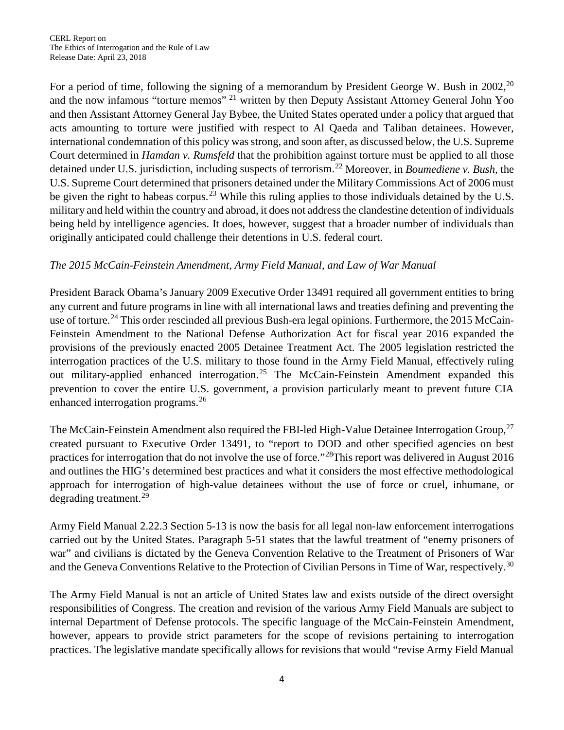For a period of time, following the signing of a memorandum by President George W. Bush in 2002,[20] and the now infamous "torture memos" [21] written by then Deputy Assistant Attorney General John Yoo and then Assistant Attorney General Jay Bybee, the United States operated under a policy that argued that acts amounting to torture were justified with respect to Al Qaeda and Taliban detainees. However, international condemnation of this policy was strong, and soon after, as discussed below, the U.S. Supreme Court determined in *Hamdan v. Rumsfeld* that the prohibition against torture must be applied to all those detained under U.S. jurisdiction, including suspects of terrorism.[22] Moreover, in *Boumediene v. Bush*, the U.S. Supreme Court determined that prisoners detained under the Military Commissions Act of 2006 must be given the right to habeas corpus.[23] While this ruling applies to those individuals detained by the U.S. military and held within the country and abroad, it does not address the clandestine detention of individuals being held by intelligence agencies. It does, however, suggest that a broader number of individuals than originally anticipated could challenge their detentions in U.S. federal court.

*The 2015 McCain-Feinstein Amendment, Army Field Manual, and Law of War Manual*

President Barack Obama's January 2009 Executive Order 13491 required all government entities to bring any current and future programs in line with all international laws and treaties defining and preventing the use of torture.[24] This order rescinded all previous Bush-era legal opinions. Furthermore, the 2015 McCain-Feinstein Amendment to the National Defense Authorization Act for fiscal year 2016 expanded the provisions of the previously enacted 2005 Detainee Treatment Act. The 2005 legislation restricted the interrogation practices of the U.S. military to those found in the Army Field Manual, effectively ruling out military-applied enhanced interrogation.[25] The McCain-Feinstein Amendment expanded this prevention to cover the entire U.S. government, a provision particularly meant to prevent future CIA enhanced interrogation programs.[26]

The McCain-Feinstein Amendment also required the FBI-led High-Value Detainee Interrogation Group,[27] created pursuant to Executive Order 13491, to "report to DOD and other specified agencies on best practices for interrogation that do not involve the use of force."[28] This report was delivered in August 2016 and outlines the HIG's determined best practices and what it considers the most effective methodological approach for interrogation of high-value detainees without the use of force or cruel, inhumane, or degrading treatment.[29]

Army Field Manual 2.22.3 Section 5-13 is now the basis for all legal non-law enforcement interrogations carried out by the United States. Paragraph 5-51 states that the lawful treatment of "enemy prisoners of war" and civilians is dictated by the Geneva Convention Relative to the Treatment of Prisoners of War and the Geneva Conventions Relative to the Protection of Civilian Persons in Time of War, respectively.[30]

The Army Field Manual is not an article of United States law and exists outside of the direct oversight responsibilities of Congress. The creation and revision of the various Army Field Manuals are subject to internal Department of Defense protocols. The specific language of the McCain-Feinstein Amendment, however, appears to provide strict parameters for the scope of revisions pertaining to interrogation practices. The legislative mandate specifically allows for revisions that would "revise Army Field Manual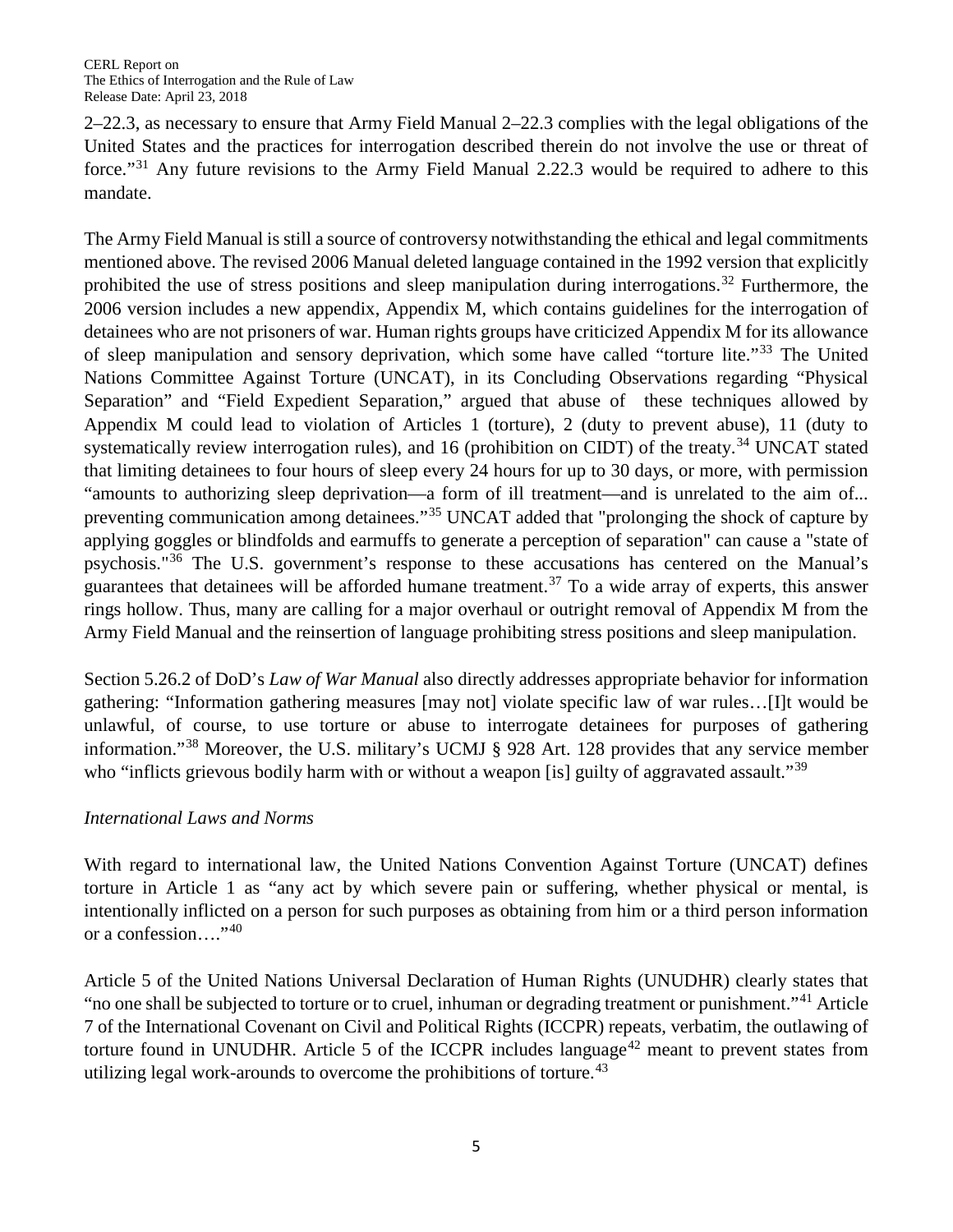2–22.3, as necessary to ensure that Army Field Manual 2–22.3 complies with the legal obligations of the United States and the practices for interrogation described therein do not involve the use or threat of force."[31] Any future revisions to the Army Field Manual 2.22.3 would be required to adhere to this mandate.

The Army Field Manual is still a source of controversy notwithstanding the ethical and legal commitments mentioned above. The revised 2006 Manual deleted language contained in the 1992 version that explicitly prohibited the use of stress positions and sleep manipulation during interrogations.[32] Furthermore, the 2006 version includes a new appendix, Appendix M, which contains guidelines for the interrogation of detainees who are not prisoners of war. Human rights groups have criticized Appendix M for its allowance of sleep manipulation and sensory deprivation, which some have called "torture lite."[33] The United Nations Committee Against Torture (UNCAT), in its Concluding Observations regarding "Physical Separation" and "Field Expedient Separation," argued that abuse of these techniques allowed by Appendix M could lead to violation of Articles 1 (torture), 2 (duty to prevent abuse), 11 (duty to systematically review interrogation rules), and 16 (prohibition on CIDT) of the treaty.[34] UNCAT stated that limiting detainees to four hours of sleep every 24 hours for up to 30 days, or more, with permission "amounts to authorizing sleep deprivation—a form of ill treatment—and is unrelated to the aim of... preventing communication among detainees."[35] UNCAT added that "prolonging the shock of capture by applying goggles or blindfolds and earmuffs to generate a perception of separation" can cause a "state of psychosis."[36] The U.S. government's response to these accusations has centered on the Manual's guarantees that detainees will be afforded humane treatment.[37] To a wide array of experts, this answer rings hollow. Thus, many are calling for a major overhaul or outright removal of Appendix M from the Army Field Manual and the reinsertion of language prohibiting stress positions and sleep manipulation.

Section 5.26.2 of DoD's *Law of War Manual* also directly addresses appropriate behavior for information gathering: "Information gathering measures [may not] violate specific law of war rules…[I]t would be unlawful, of course, to use torture or abuse to interrogate detainees for purposes of gathering information."[38] Moreover, the U.S. military's UCMJ § 928 Art. 128 provides that any service member who "inflicts grievous bodily harm with or without a weapon [is] guilty of aggravated assault."[39]

*International Laws and Norms*

With regard to international law, the United Nations Convention Against Torture (UNCAT) defines torture in Article 1 as "any act by which severe pain or suffering, whether physical or mental, is intentionally inflicted on a person for such purposes as obtaining from him or a third person information or a confession…."[40]

Article 5 of the United Nations Universal Declaration of Human Rights (UNUDHR) clearly states that "no one shall be subjected to torture or to cruel, inhuman or degrading treatment or punishment."[41] Article 7 of the International Covenant on Civil and Political Rights (ICCPR) repeats, verbatim, the outlawing of torture found in UNUDHR. Article 5 of the ICCPR includes language[42] meant to prevent states from utilizing legal work-arounds to overcome the prohibitions of torture.[43]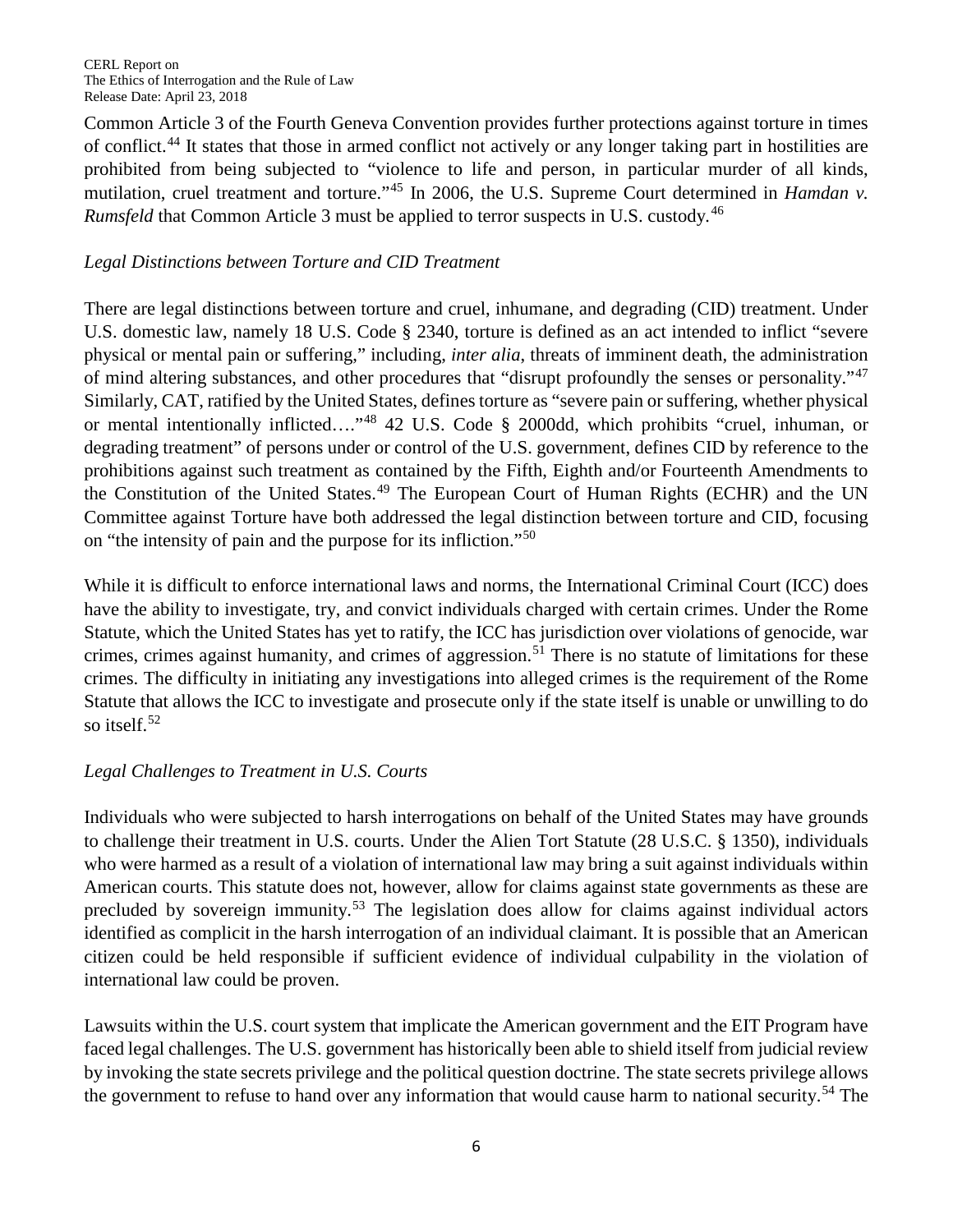Common Article 3 of the Fourth Geneva Convention provides further protections against torture in times of conflict.[44] It states that those in armed conflict not actively or any longer taking part in hostilities are prohibited from being subjected to "violence to life and person, in particular murder of all kinds, mutilation, cruel treatment and torture."[45] In 2006, the U.S. Supreme Court determined in *Hamdan v. Rumsfeld* that Common Article 3 must be applied to terror suspects in U.S. custody.[46]

*Legal Distinctions between Torture and CID Treatment*

There are legal distinctions between torture and cruel, inhumane, and degrading (CID) treatment. Under U.S. domestic law, namely 18 U.S. Code § 2340, torture is defined as an act intended to inflict "severe physical or mental pain or suffering," including, *inter alia*, threats of imminent death, the administration of mind altering substances, and other procedures that "disrupt profoundly the senses or personality."[47] Similarly, CAT, ratified by the United States, defines torture as "severe pain or suffering, whether physical or mental intentionally inflicted…."[48] 42 U.S. Code § 2000dd, which prohibits "cruel, inhuman, or degrading treatment" of persons under or control of the U.S. government, defines CID by reference to the prohibitions against such treatment as contained by the Fifth, Eighth and/or Fourteenth Amendments to the Constitution of the United States.[49] The European Court of Human Rights (ECHR) and the UN Committee against Torture have both addressed the legal distinction between torture and CID, focusing on "the intensity of pain and the purpose for its infliction."[50]

While it is difficult to enforce international laws and norms, the International Criminal Court (ICC) does have the ability to investigate, try, and convict individuals charged with certain crimes. Under the Rome Statute, which the United States has yet to ratify, the ICC has jurisdiction over violations of genocide, war crimes, crimes against humanity, and crimes of aggression.[51] There is no statute of limitations for these crimes. The difficulty in initiating any investigations into alleged crimes is the requirement of the Rome Statute that allows the ICC to investigate and prosecute only if the state itself is unable or unwilling to do so itself.[52]

*Legal Challenges to Treatment in U.S. Courts*

Individuals who were subjected to harsh interrogations on behalf of the United States may have grounds to challenge their treatment in U.S. courts. Under the Alien Tort Statute (28 U.S.C. § 1350), individuals who were harmed as a result of a violation of international law may bring a suit against individuals within American courts. This statute does not, however, allow for claims against state governments as these are precluded by sovereign immunity.[53] The legislation does allow for claims against individual actors identified as complicit in the harsh interrogation of an individual claimant. It is possible that an American citizen could be held responsible if sufficient evidence of individual culpability in the violation of international law could be proven.

Lawsuits within the U.S. court system that implicate the American government and the EIT Program have faced legal challenges. The U.S. government has historically been able to shield itself from judicial review by invoking the state secrets privilege and the political question doctrine. The state secrets privilege allows the government to refuse to hand over any information that would cause harm to national security.[54] The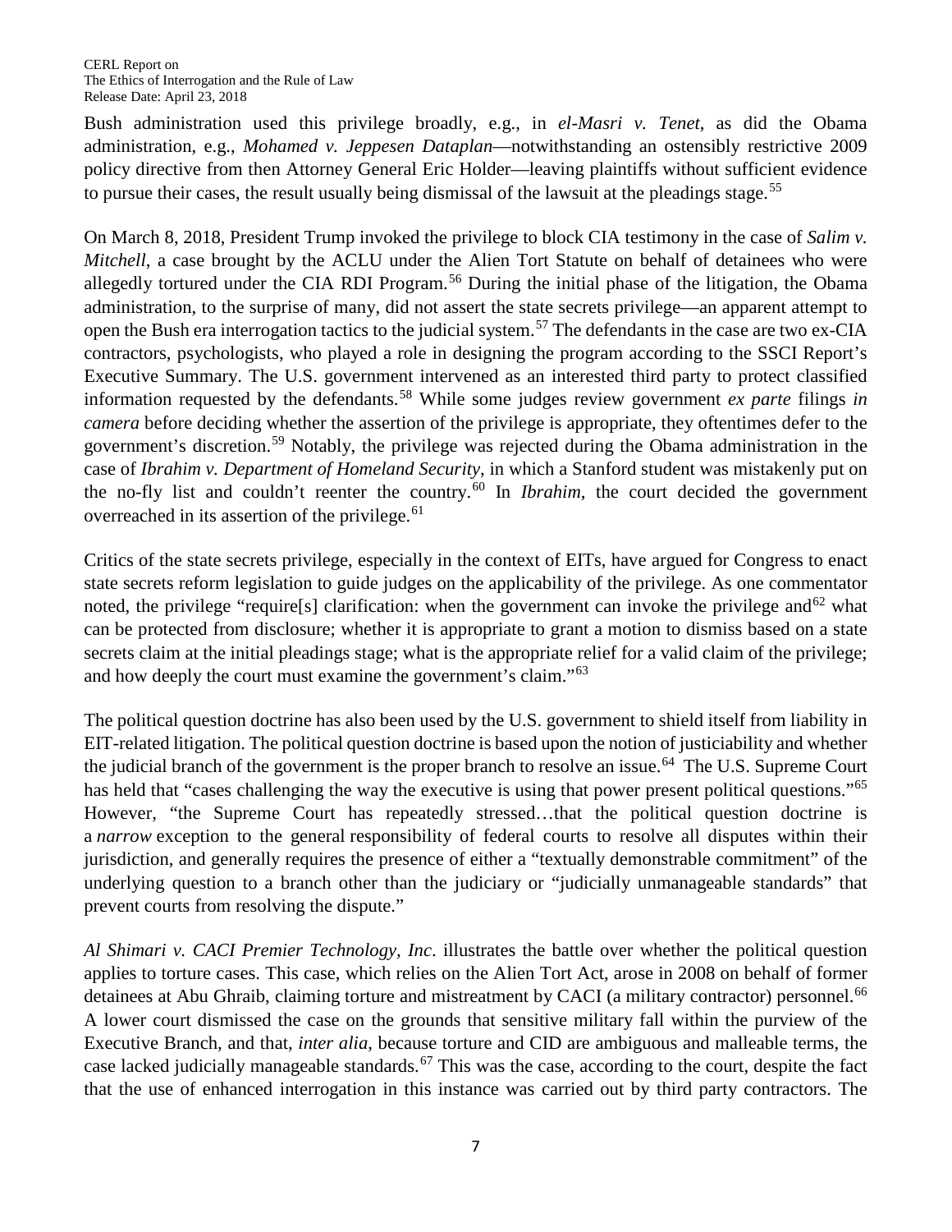Bush administration used this privilege broadly, e.g., in *el-Masri v. Tenet*, as did the Obama administration, e.g., *Mohamed v. Jeppesen Dataplan*—notwithstanding an ostensibly restrictive 2009 policy directive from then Attorney General Eric Holder—leaving plaintiffs without sufficient evidence to pursue their cases, the result usually being dismissal of the lawsuit at the pleadings stage.[55]

On March 8, 2018, President Trump invoked the privilege to block CIA testimony in the case of *Salim v. Mitchell*, a case brought by the ACLU under the Alien Tort Statute on behalf of detainees who were allegedly tortured under the CIA RDI Program.[56] During the initial phase of the litigation, the Obama administration, to the surprise of many, did not assert the state secrets privilege—an apparent attempt to open the Bush era interrogation tactics to the judicial system.[57] The defendants in the case are two ex-CIA contractors, psychologists, who played a role in designing the program according to the SSCI Report's Executive Summary. The U.S. government intervened as an interested third party to protect classified information requested by the defendants.[58] While some judges review government *ex parte* filings *in camera* before deciding whether the assertion of the privilege is appropriate, they oftentimes defer to the government's discretion.[59] Notably, the privilege was rejected during the Obama administration in the case of *Ibrahim v. Department of Homeland Security*, in which a Stanford student was mistakenly put on the no-fly list and couldn't reenter the country.[60] In *Ibrahim*, the court decided the government overreached in its assertion of the privilege.[61]

Critics of the state secrets privilege, especially in the context of EITs, have argued for Congress to enact state secrets reform legislation to guide judges on the applicability of the privilege. As one commentator noted, the privilege "require[s] clarification: when the government can invoke the privilege and[62] what can be protected from disclosure; whether it is appropriate to grant a motion to dismiss based on a state secrets claim at the initial pleadings stage; what is the appropriate relief for a valid claim of the privilege; and how deeply the court must examine the government's claim."[63]

The political question doctrine has also been used by the U.S. government to shield itself from liability in EIT-related litigation. The political question doctrine is based upon the notion of justiciability and whether the judicial branch of the government is the proper branch to resolve an issue.[64] The U.S. Supreme Court has held that "cases challenging the way the executive is using that power present political questions."[65] However, "the Supreme Court has repeatedly stressed…that the political question doctrine is a *narrow* exception to the general responsibility of federal courts to resolve all disputes within their jurisdiction, and generally requires the presence of either a "textually demonstrable commitment" of the underlying question to a branch other than the judiciary or "judicially unmanageable standards" that prevent courts from resolving the dispute."

*Al Shimari v. CACI Premier Technology, Inc*. illustrates the battle over whether the political question applies to torture cases. This case, which relies on the Alien Tort Act, arose in 2008 on behalf of former detainees at Abu Ghraib, claiming torture and mistreatment by CACI (a military contractor) personnel.[66] A lower court dismissed the case on the grounds that sensitive military fall within the purview of the Executive Branch, and that, *inter alia*, because torture and CID are ambiguous and malleable terms, the case lacked judicially manageable standards.[67] This was the case, according to the court, despite the fact that the use of enhanced interrogation in this instance was carried out by third party contractors. The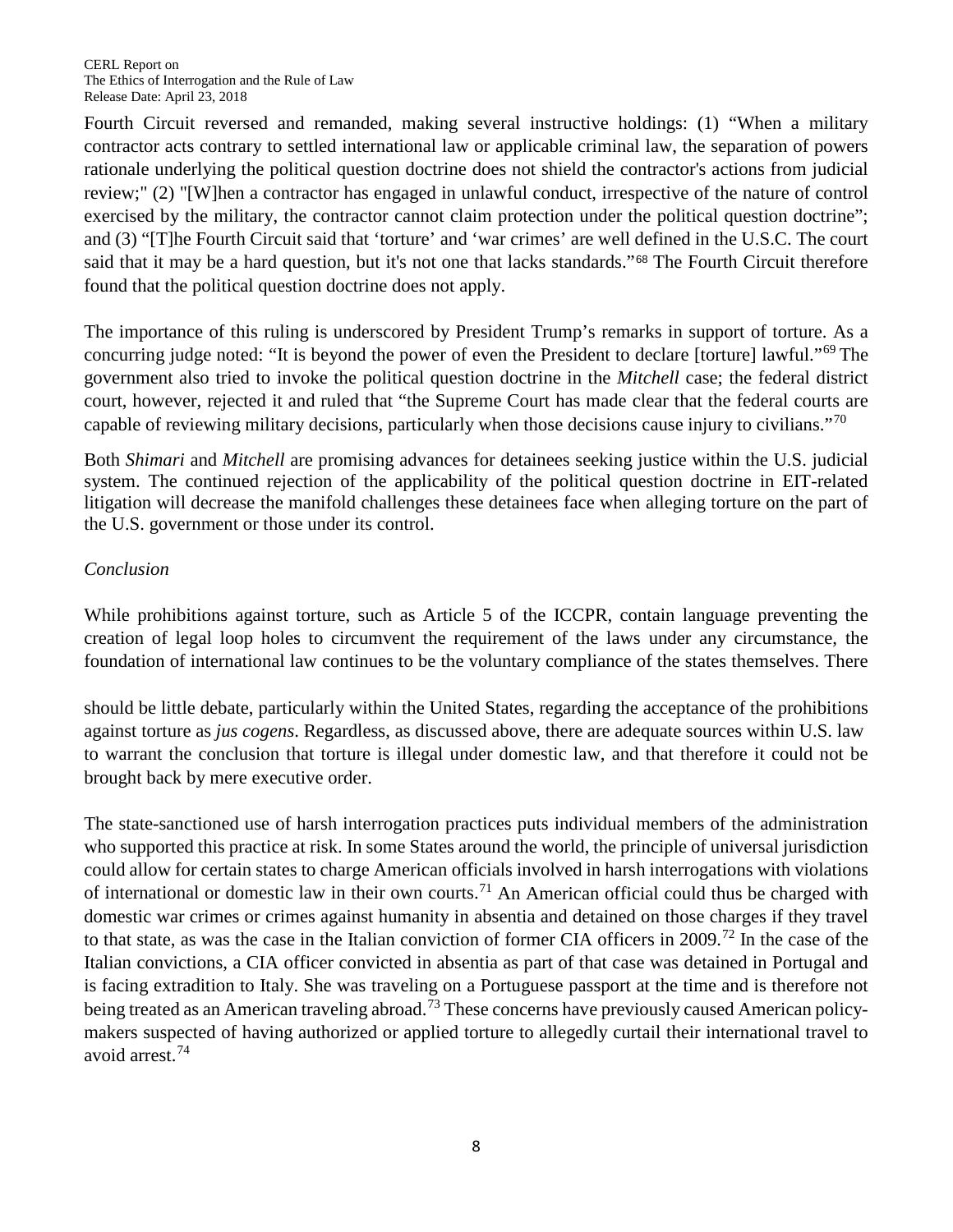Fourth Circuit reversed and remanded, making several instructive holdings: (1) "When a military contractor acts contrary to settled international law or applicable criminal law, the separation of powers rationale underlying the political question doctrine does not shield the contractor's actions from judicial review;" (2) "[W]hen a contractor has engaged in unlawful conduct, irrespective of the nature of control exercised by the military, the contractor cannot claim protection under the political question doctrine"; and (3) "[T]he Fourth Circuit said that 'torture' and 'war crimes' are well defined in the U.S.C. The court said that it may be a hard question, but it's not one that lacks standards."[68] The Fourth Circuit therefore found that the political question doctrine does not apply.

The importance of this ruling is underscored by President Trump's remarks in support of torture. As a concurring judge noted: "It is beyond the power of even the President to declare [torture] lawful."[69] The government also tried to invoke the political question doctrine in the *Mitchell* case; the federal district court, however, rejected it and ruled that "the Supreme Court has made clear that the federal courts are capable of reviewing military decisions, particularly when those decisions cause injury to civilians."[70]

Both *Shimari* and *Mitchell* are promising advances for detainees seeking justice within the U.S. judicial system. The continued rejection of the applicability of the political question doctrine in EIT-related litigation will decrease the manifold challenges these detainees face when alleging torture on the part of the U.S. government or those under its control.

*Conclusion*

While prohibitions against torture, such as Article 5 of the ICCPR, contain language preventing the creation of legal loop holes to circumvent the requirement of the laws under any circumstance, the foundation of international law continues to be the voluntary compliance of the states themselves. There should be little debate, particularly within the United States, regarding the acceptance of the prohibitions against torture as *jus cogens*. Regardless, as discussed above, there are adequate sources within U.S. law to warrant the conclusion that torture is illegal under domestic law, and that therefore it could not be brought back by mere executive order.

The state-sanctioned use of harsh interrogation practices puts individual members of the administration who supported this practice at risk. In some States around the world, the principle of universal jurisdiction could allow for certain states to charge American officials involved in harsh interrogations with violations of international or domestic law in their own courts.[71] An American official could thus be charged with domestic war crimes or crimes against humanity in absentia and detained on those charges if they travel to that state, as was the case in the Italian conviction of former CIA officers in 2009.[72] In the case of the Italian convictions, a CIA officer convicted in absentia as part of that case was detained in Portugal and is facing extradition to Italy. She was traveling on a Portuguese passport at the time and is therefore not being treated as an American traveling abroad.[73] These concerns have previously caused American policy-makers suspected of having authorized or applied torture to allegedly curtail their international travel to avoid arrest.[74]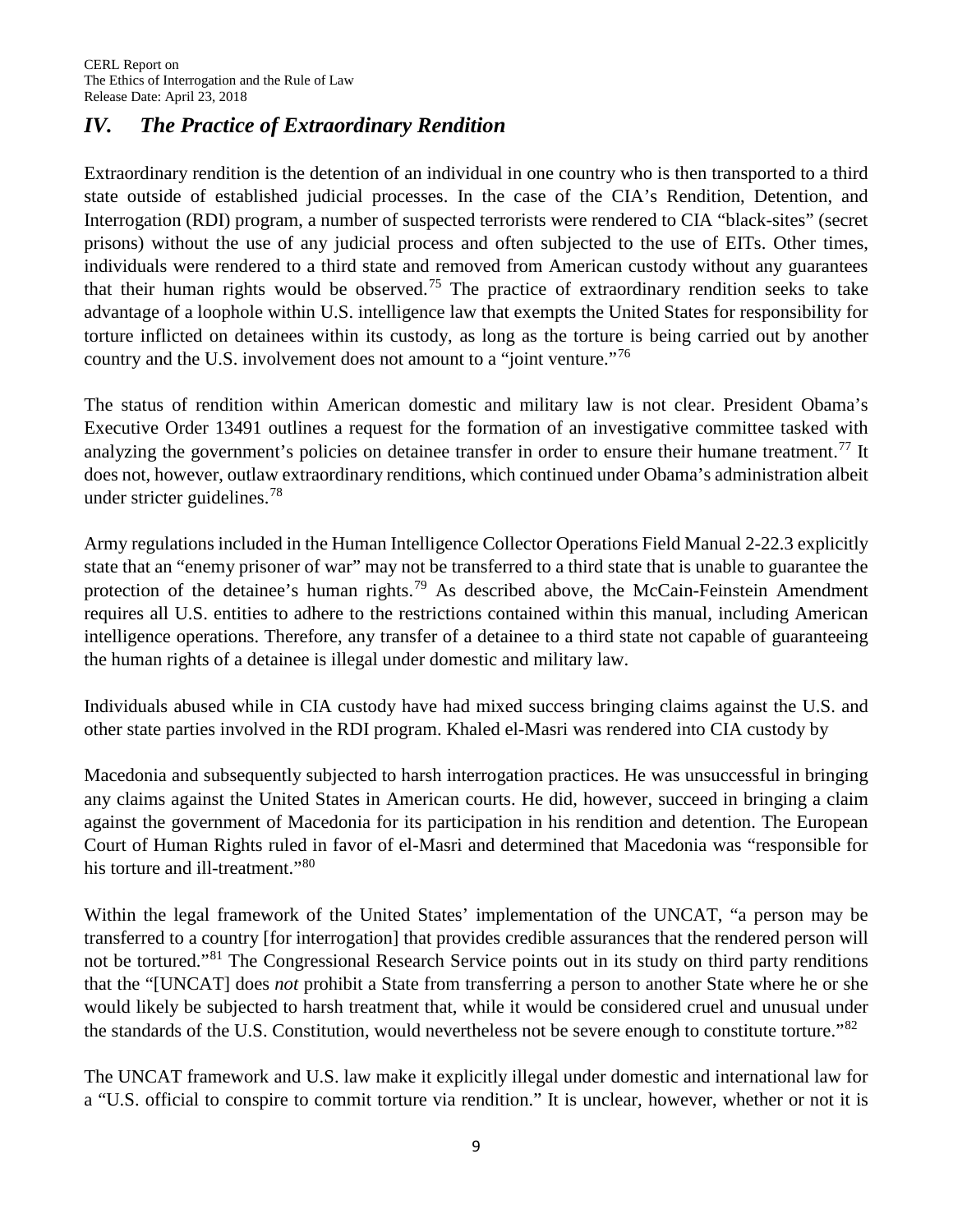## *IV. The Practice of Extraordinary Rendition*

Extraordinary rendition is the detention of an individual in one country who is then transported to a third state outside of established judicial processes. In the case of the CIA's Rendition, Detention, and Interrogation (RDI) program, a number of suspected terrorists were rendered to CIA "black-sites" (secret prisons) without the use of any judicial process and often subjected to the use of EITs. Other times, individuals were rendered to a third state and removed from American custody without any guarantees that their human rights would be observed.[75] The practice of extraordinary rendition seeks to take advantage of a loophole within U.S. intelligence law that exempts the United States for responsibility for torture inflicted on detainees within its custody, as long as the torture is being carried out by another country and the U.S. involvement does not amount to a "joint venture."[76]

The status of rendition within American domestic and military law is not clear. President Obama's Executive Order 13491 outlines a request for the formation of an investigative committee tasked with analyzing the government's policies on detainee transfer in order to ensure their humane treatment.[77] It does not, however, outlaw extraordinary renditions, which continued under Obama's administration albeit under stricter guidelines.[78]

Army regulations included in the Human Intelligence Collector Operations Field Manual 2-22.3 explicitly state that an "enemy prisoner of war" may not be transferred to a third state that is unable to guarantee the protection of the detainee's human rights.[79] As described above, the McCain-Feinstein Amendment requires all U.S. entities to adhere to the restrictions contained within this manual, including American intelligence operations. Therefore, any transfer of a detainee to a third state not capable of guaranteeing the human rights of a detainee is illegal under domestic and military law.

Individuals abused while in CIA custody have had mixed success bringing claims against the U.S. and other state parties involved in the RDI program. Khaled el-Masri was rendered into CIA custody by Macedonia and subsequently subjected to harsh interrogation practices. He was unsuccessful in bringing any claims against the United States in American courts. He did, however, succeed in bringing a claim against the government of Macedonia for its participation in his rendition and detention. The European Court of Human Rights ruled in favor of el-Masri and determined that Macedonia was "responsible for his torture and ill-treatment."[80]

Within the legal framework of the United States' implementation of the UNCAT, "a person may be transferred to a country [for interrogation] that provides credible assurances that the rendered person will not be tortured."[81] The Congressional Research Service points out in its study on third party renditions that the "[UNCAT] does *not* prohibit a State from transferring a person to another State where he or she would likely be subjected to harsh treatment that, while it would be considered cruel and unusual under the standards of the U.S. Constitution, would nevertheless not be severe enough to constitute torture."[82]

The UNCAT framework and U.S. law make it explicitly illegal under domestic and international law for a "U.S. official to conspire to commit torture via rendition." It is unclear, however, whether or not it is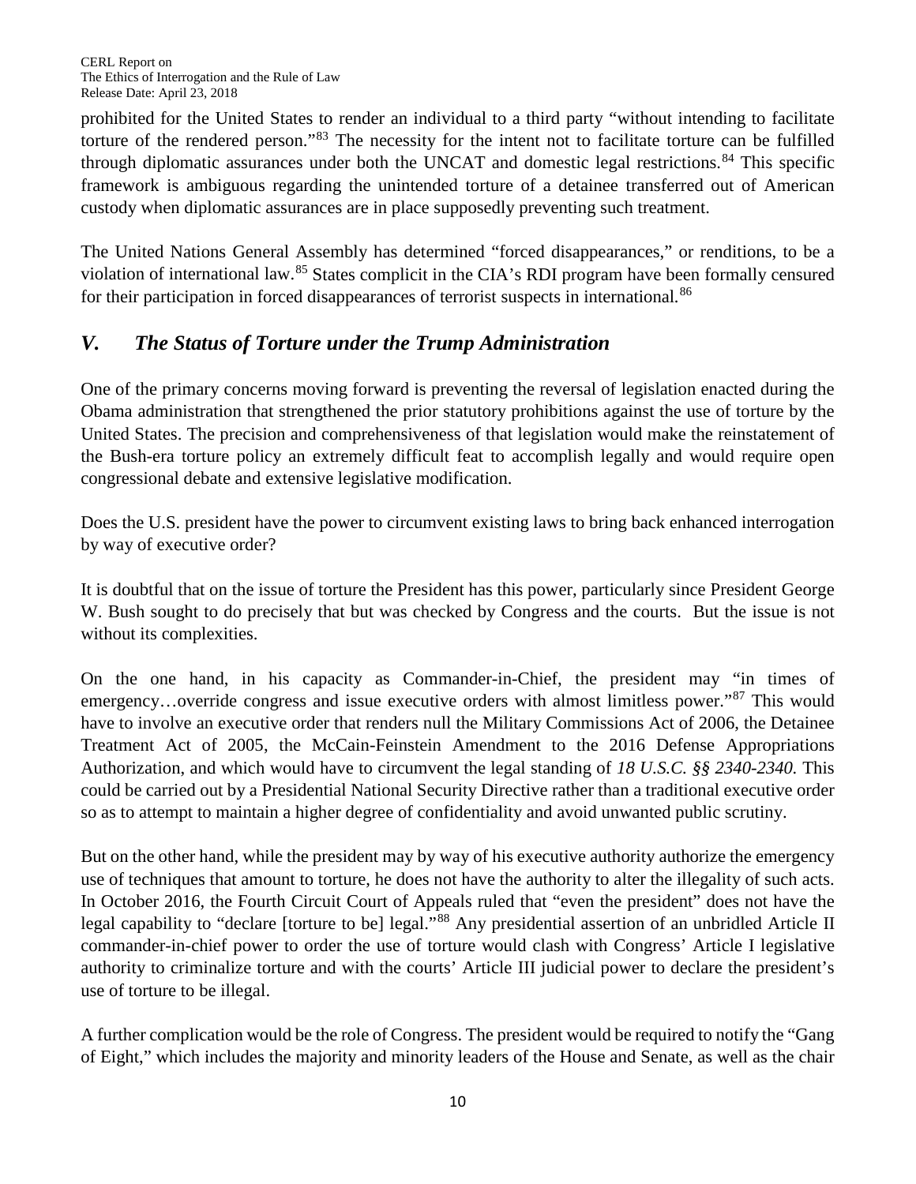prohibited for the United States to render an individual to a third party "without intending to facilitate torture of the rendered person."[83] The necessity for the intent not to facilitate torture can be fulfilled through diplomatic assurances under both the UNCAT and domestic legal restrictions.[84] This specific framework is ambiguous regarding the unintended torture of a detainee transferred out of American custody when diplomatic assurances are in place supposedly preventing such treatment.

The United Nations General Assembly has determined "forced disappearances," or renditions, to be a violation of international law.[85] States complicit in the CIA's RDI program have been formally censured for their participation in forced disappearances of terrorist suspects in international.[86]

## *V. The Status of Torture under the Trump Administration*

One of the primary concerns moving forward is preventing the reversal of legislation enacted during the Obama administration that strengthened the prior statutory prohibitions against the use of torture by the United States. The precision and comprehensiveness of that legislation would make the reinstatement of the Bush-era torture policy an extremely difficult feat to accomplish legally and would require open congressional debate and extensive legislative modification.

Does the U.S. president have the power to circumvent existing laws to bring back enhanced interrogation by way of executive order?

It is doubtful that on the issue of torture the President has this power, particularly since President George W. Bush sought to do precisely that but was checked by Congress and the courts. But the issue is not without its complexities.

On the one hand, in his capacity as Commander-in-Chief, the president may "in times of emergency…override congress and issue executive orders with almost limitless power."[87] This would have to involve an executive order that renders null the Military Commissions Act of 2006, the Detainee Treatment Act of 2005, the McCain-Feinstein Amendment to the 2016 Defense Appropriations Authorization, and which would have to circumvent the legal standing of *18 U.S.C. §§ 2340-2340.* This could be carried out by a Presidential National Security Directive rather than a traditional executive order so as to attempt to maintain a higher degree of confidentiality and avoid unwanted public scrutiny.

But on the other hand, while the president may by way of his executive authority authorize the emergency use of techniques that amount to torture, he does not have the authority to alter the illegality of such acts. In October 2016, the Fourth Circuit Court of Appeals ruled that "even the president" does not have the legal capability to "declare [torture to be] legal."[88] Any presidential assertion of an unbridled Article II commander-in-chief power to order the use of torture would clash with Congress' Article I legislative authority to criminalize torture and with the courts' Article III judicial power to declare the president's use of torture to be illegal.

A further complication would be the role of Congress. The president would be required to notify the "Gang of Eight," which includes the majority and minority leaders of the House and Senate, as well as the chair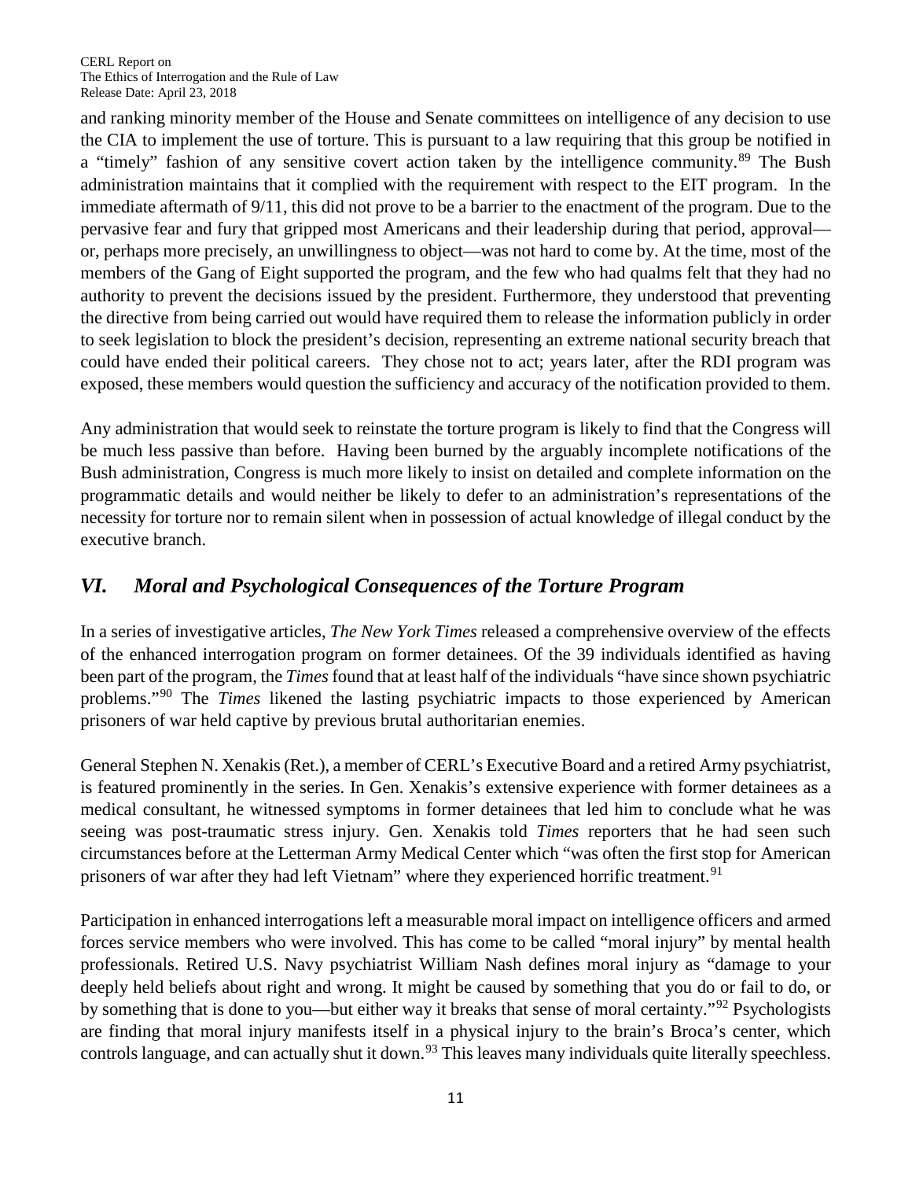and ranking minority member of the House and Senate committees on intelligence of any decision to use the CIA to implement the use of torture. This is pursuant to a law requiring that this group be notified in a "timely" fashion of any sensitive covert action taken by the intelligence community.[89] The Bush administration maintains that it complied with the requirement with respect to the EIT program. In the immediate aftermath of 9/11, this did not prove to be a barrier to the enactment of the program. Due to the pervasive fear and fury that gripped most Americans and their leadership during that period, approval—or, perhaps more precisely, an unwillingness to object—was not hard to come by. At the time, most of the members of the Gang of Eight supported the program, and the few who had qualms felt that they had no authority to prevent the decisions issued by the president. Furthermore, they understood that preventing the directive from being carried out would have required them to release the information publicly in order to seek legislation to block the president's decision, representing an extreme national security breach that could have ended their political careers. They chose not to act; years later, after the RDI program was exposed, these members would question the sufficiency and accuracy of the notification provided to them.

Any administration that would seek to reinstate the torture program is likely to find that the Congress will be much less passive than before. Having been burned by the arguably incomplete notifications of the Bush administration, Congress is much more likely to insist on detailed and complete information on the programmatic details and would neither be likely to defer to an administration's representations of the necessity for torture nor to remain silent when in possession of actual knowledge of illegal conduct by the executive branch.

## *VI. Moral and Psychological Consequences of the Torture Program*

In a series of investigative articles, *The New York Times* released a comprehensive overview of the effects of the enhanced interrogation program on former detainees. Of the 39 individuals identified as having been part of the program, the *Times* found that at least half of the individuals "have since shown psychiatric problems."[90] The *Times* likened the lasting psychiatric impacts to those experienced by American prisoners of war held captive by previous brutal authoritarian enemies.

General Stephen N. Xenakis (Ret.), a member of CERL's Executive Board and a retired Army psychiatrist, is featured prominently in the series. In Gen. Xenakis's extensive experience with former detainees as a medical consultant, he witnessed symptoms in former detainees that led him to conclude what he was seeing was post-traumatic stress injury. Gen. Xenakis told *Times* reporters that he had seen such circumstances before at the Letterman Army Medical Center which "was often the first stop for American prisoners of war after they had left Vietnam" where they experienced horrific treatment.[91]

Participation in enhanced interrogations left a measurable moral impact on intelligence officers and armed forces service members who were involved. This has come to be called "moral injury" by mental health professionals. Retired U.S. Navy psychiatrist William Nash defines moral injury as "damage to your deeply held beliefs about right and wrong. It might be caused by something that you do or fail to do, or by something that is done to you—but either way it breaks that sense of moral certainty."[92] Psychologists are finding that moral injury manifests itself in a physical injury to the brain's Broca's center, which controls language, and can actually shut it down.[93] This leaves many individuals quite literally speechless.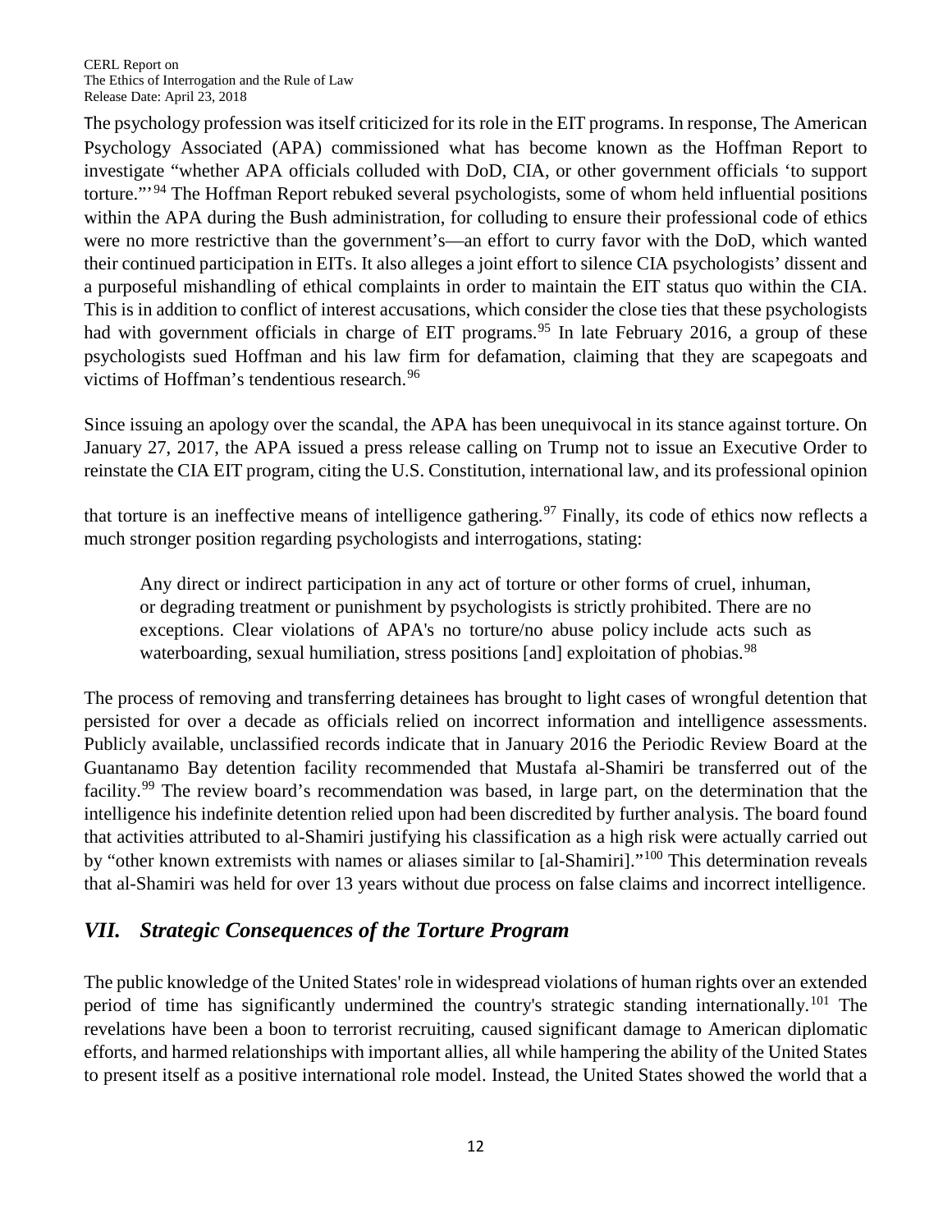The psychology profession was itself criticized for its role in the EIT programs. In response, The American Psychology Associated (APA) commissioned what has become known as the Hoffman Report to investigate "whether APA officials colluded with DoD, CIA, or other government officials 'to support torture."'[94] The Hoffman Report rebuked several psychologists, some of whom held influential positions within the APA during the Bush administration, for colluding to ensure their professional code of ethics were no more restrictive than the government's—an effort to curry favor with the DoD, which wanted their continued participation in EITs. It also alleges a joint effort to silence CIA psychologists' dissent and a purposeful mishandling of ethical complaints in order to maintain the EIT status quo within the CIA. This is in addition to conflict of interest accusations, which consider the close ties that these psychologists had with government officials in charge of EIT programs.[95] In late February 2016, a group of these psychologists sued Hoffman and his law firm for defamation, claiming that they are scapegoats and victims of Hoffman's tendentious research.[96]

Since issuing an apology over the scandal, the APA has been unequivocal in its stance against torture. On January 27, 2017, the APA issued a press release calling on Trump not to issue an Executive Order to reinstate the CIA EIT program, citing the U.S. Constitution, international law, and its professional opinion that torture is an ineffective means of intelligence gathering.[97] Finally, its code of ethics now reflects a much stronger position regarding psychologists and interrogations, stating:

> Any direct or indirect participation in any act of torture or other forms of cruel, inhuman, or degrading treatment or punishment by psychologists is strictly prohibited. There are no exceptions. Clear violations of APA's no torture/no abuse policy include acts such as waterboarding, sexual humiliation, stress positions [and] exploitation of phobias.[98]

The process of removing and transferring detainees has brought to light cases of wrongful detention that persisted for over a decade as officials relied on incorrect information and intelligence assessments. Publicly available, unclassified records indicate that in January 2016 the Periodic Review Board at the Guantanamo Bay detention facility recommended that Mustafa al-Shamiri be transferred out of the facility.[99] The review board's recommendation was based, in large part, on the determination that the intelligence his indefinite detention relied upon had been discredited by further analysis. The board found that activities attributed to al-Shamiri justifying his classification as a high risk were actually carried out by "other known extremists with names or aliases similar to [al-Shamiri]."[100] This determination reveals that al-Shamiri was held for over 13 years without due process on false claims and incorrect intelligence.

## *VII. Strategic Consequences of the Torture Program*

The public knowledge of the United States' role in widespread violations of human rights over an extended period of time has significantly undermined the country's strategic standing internationally.[101] The revelations have been a boon to terrorist recruiting, caused significant damage to American diplomatic efforts, and harmed relationships with important allies, all while hampering the ability of the United States to present itself as a positive international role model. Instead, the United States showed the world that a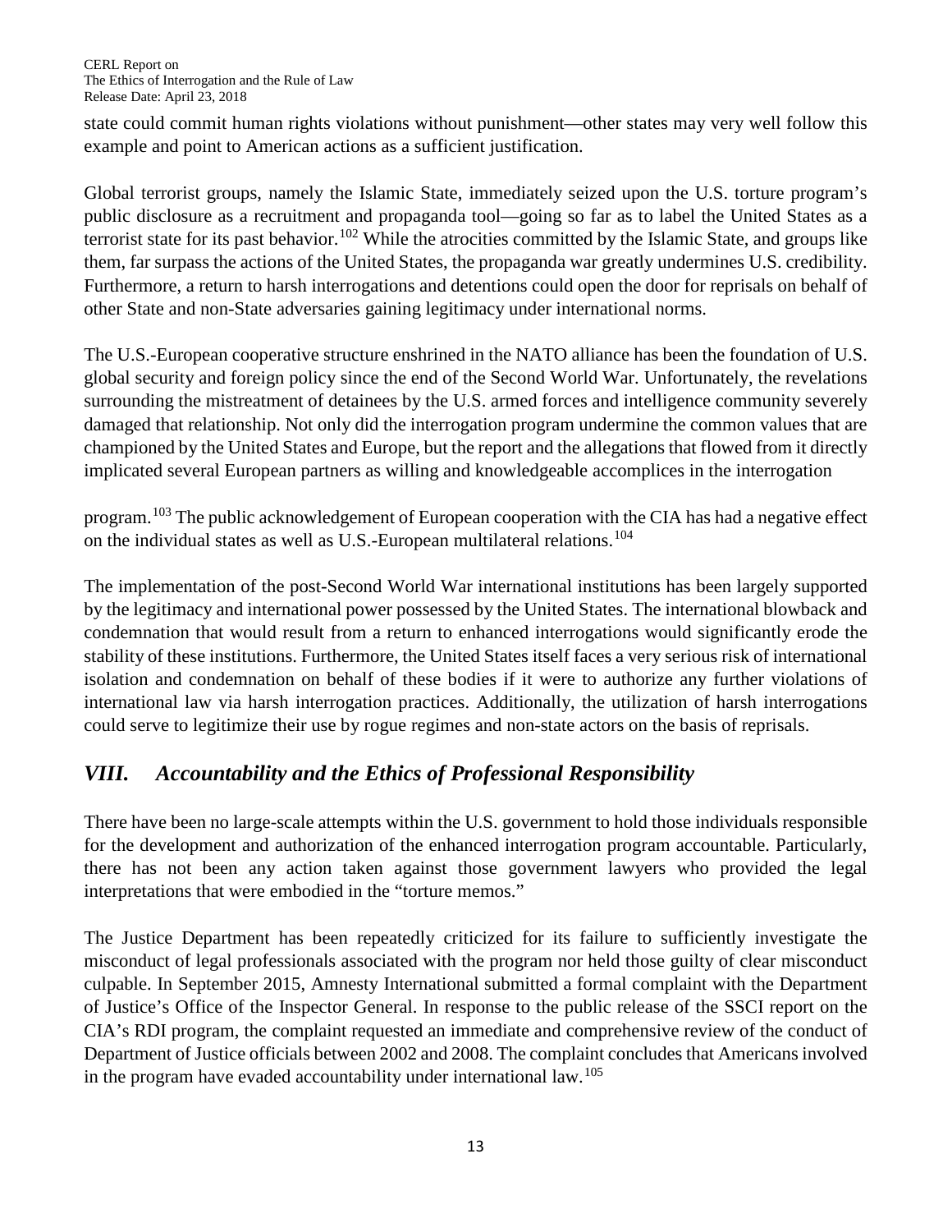state could commit human rights violations without punishment—other states may very well follow this example and point to American actions as a sufficient justification.

Global terrorist groups, namely the Islamic State, immediately seized upon the U.S. torture program's public disclosure as a recruitment and propaganda tool—going so far as to label the United States as a terrorist state for its past behavior.[102] While the atrocities committed by the Islamic State, and groups like them, far surpass the actions of the United States, the propaganda war greatly undermines U.S. credibility. Furthermore, a return to harsh interrogations and detentions could open the door for reprisals on behalf of other State and non-State adversaries gaining legitimacy under international norms.

The U.S.-European cooperative structure enshrined in the NATO alliance has been the foundation of U.S. global security and foreign policy since the end of the Second World War. Unfortunately, the revelations surrounding the mistreatment of detainees by the U.S. armed forces and intelligence community severely damaged that relationship. Not only did the interrogation program undermine the common values that are championed by the United States and Europe, but the report and the allegations that flowed from it directly implicated several European partners as willing and knowledgeable accomplices in the interrogation program.[103] The public acknowledgement of European cooperation with the CIA has had a negative effect on the individual states as well as U.S.-European multilateral relations.[104]

The implementation of the post-Second World War international institutions has been largely supported by the legitimacy and international power possessed by the United States. The international blowback and condemnation that would result from a return to enhanced interrogations would significantly erode the stability of these institutions. Furthermore, the United States itself faces a very serious risk of international isolation and condemnation on behalf of these bodies if it were to authorize any further violations of international law via harsh interrogation practices. Additionally, the utilization of harsh interrogations could serve to legitimize their use by rogue regimes and non-state actors on the basis of reprisals.

## *VIII. Accountability and the Ethics of Professional Responsibility*

There have been no large-scale attempts within the U.S. government to hold those individuals responsible for the development and authorization of the enhanced interrogation program accountable. Particularly, there has not been any action taken against those government lawyers who provided the legal interpretations that were embodied in the "torture memos."

The Justice Department has been repeatedly criticized for its failure to sufficiently investigate the misconduct of legal professionals associated with the program nor held those guilty of clear misconduct culpable. In September 2015, Amnesty International submitted a formal complaint with the Department of Justice's Office of the Inspector General. In response to the public release of the SSCI report on the CIA's RDI program, the complaint requested an immediate and comprehensive review of the conduct of Department of Justice officials between 2002 and 2008. The complaint concludes that Americans involved in the program have evaded accountability under international law.[105]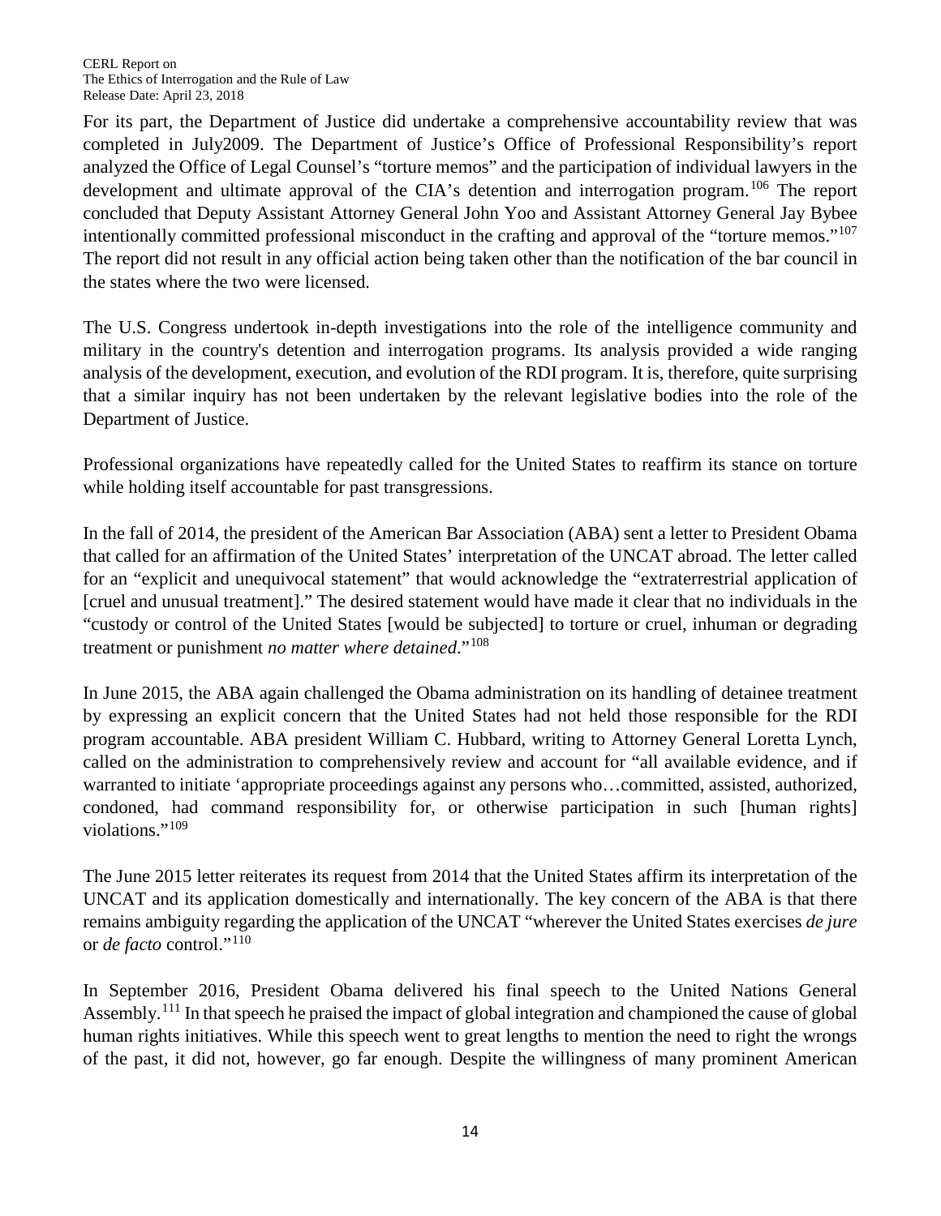For its part, the Department of Justice did undertake a comprehensive accountability review that was completed in July2009. The Department of Justice's Office of Professional Responsibility's report analyzed the Office of Legal Counsel's "torture memos" and the participation of individual lawyers in the development and ultimate approval of the CIA's detention and interrogation program.[106] The report concluded that Deputy Assistant Attorney General John Yoo and Assistant Attorney General Jay Bybee intentionally committed professional misconduct in the crafting and approval of the "torture memos."[107] The report did not result in any official action being taken other than the notification of the bar council in the states where the two were licensed.

The U.S. Congress undertook in-depth investigations into the role of the intelligence community and military in the country's detention and interrogation programs. Its analysis provided a wide ranging analysis of the development, execution, and evolution of the RDI program. It is, therefore, quite surprising that a similar inquiry has not been undertaken by the relevant legislative bodies into the role of the Department of Justice.

Professional organizations have repeatedly called for the United States to reaffirm its stance on torture while holding itself accountable for past transgressions.

In the fall of 2014, the president of the American Bar Association (ABA) sent a letter to President Obama that called for an affirmation of the United States' interpretation of the UNCAT abroad. The letter called for an "explicit and unequivocal statement" that would acknowledge the "extraterrestrial application of [cruel and unusual treatment]." The desired statement would have made it clear that no individuals in the "custody or control of the United States [would be subjected] to torture or cruel, inhuman or degrading treatment or punishment *no matter where detained*."[108]

In June 2015, the ABA again challenged the Obama administration on its handling of detainee treatment by expressing an explicit concern that the United States had not held those responsible for the RDI program accountable. ABA president William C. Hubbard, writing to Attorney General Loretta Lynch, called on the administration to comprehensively review and account for "all available evidence, and if warranted to initiate 'appropriate proceedings against any persons who…committed, assisted, authorized, condoned, had command responsibility for, or otherwise participation in such [human rights] violations."[109]

The June 2015 letter reiterates its request from 2014 that the United States affirm its interpretation of the UNCAT and its application domestically and internationally. The key concern of the ABA is that there remains ambiguity regarding the application of the UNCAT "wherever the United States exercises *de jure* or *de facto* control."[110]

In September 2016, President Obama delivered his final speech to the United Nations General Assembly.[111] In that speech he praised the impact of global integration and championed the cause of global human rights initiatives. While this speech went to great lengths to mention the need to right the wrongs of the past, it did not, however, go far enough. Despite the willingness of many prominent American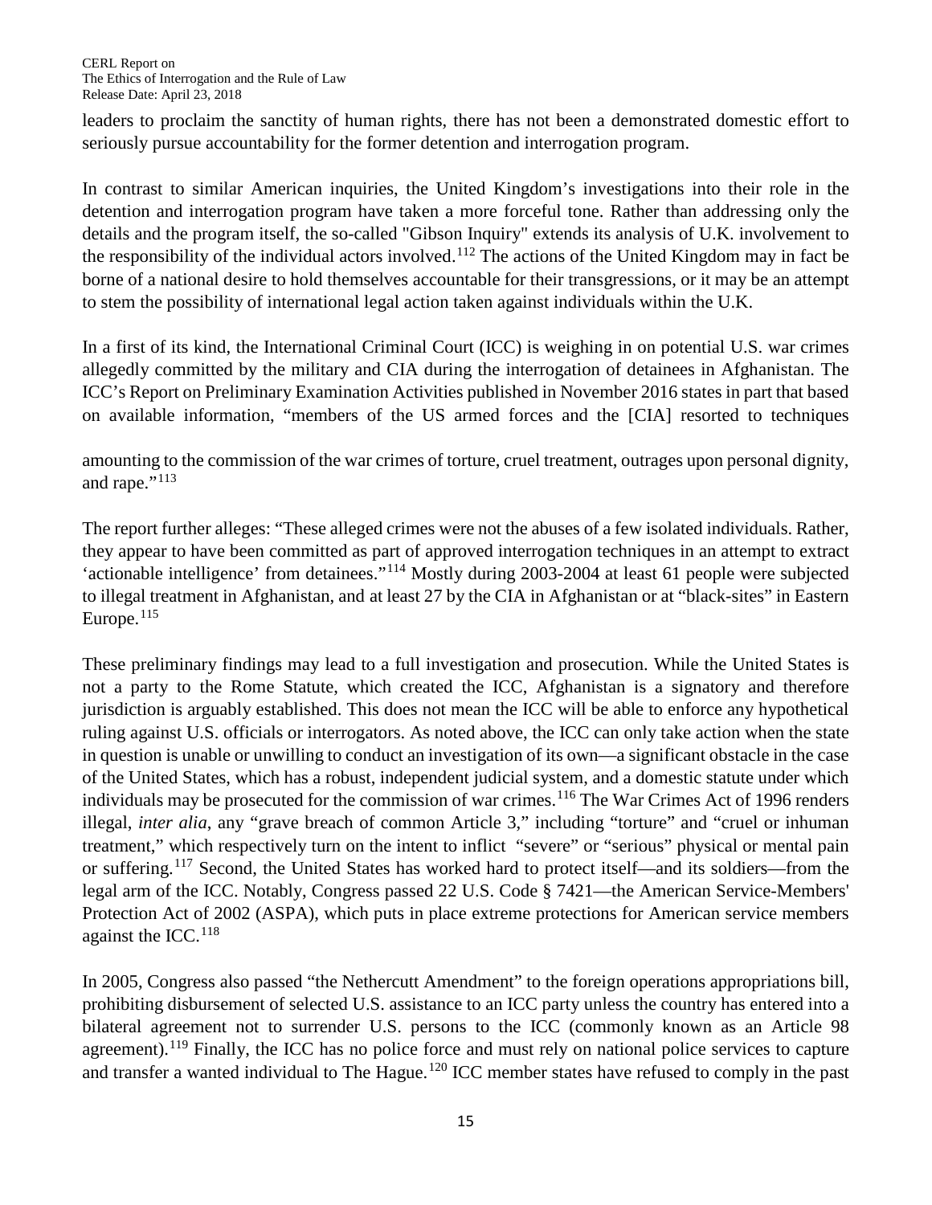leaders to proclaim the sanctity of human rights, there has not been a demonstrated domestic effort to seriously pursue accountability for the former detention and interrogation program.

In contrast to similar American inquiries, the United Kingdom's investigations into their role in the detention and interrogation program have taken a more forceful tone. Rather than addressing only the details and the program itself, the so-called "Gibson Inquiry" extends its analysis of U.K. involvement to the responsibility of the individual actors involved.[112] The actions of the United Kingdom may in fact be borne of a national desire to hold themselves accountable for their transgressions, or it may be an attempt to stem the possibility of international legal action taken against individuals within the U.K.

In a first of its kind, the International Criminal Court (ICC) is weighing in on potential U.S. war crimes allegedly committed by the military and CIA during the interrogation of detainees in Afghanistan. The ICC's Report on Preliminary Examination Activities published in November 2016 states in part that based on available information, "members of the US armed forces and the [CIA] resorted to techniques amounting to the commission of the war crimes of torture, cruel treatment, outrages upon personal dignity, and rape."[113]

The report further alleges: "These alleged crimes were not the abuses of a few isolated individuals. Rather, they appear to have been committed as part of approved interrogation techniques in an attempt to extract 'actionable intelligence' from detainees."[114] Mostly during 2003-2004 at least 61 people were subjected to illegal treatment in Afghanistan, and at least 27 by the CIA in Afghanistan or at "black-sites" in Eastern Europe.[115]

These preliminary findings may lead to a full investigation and prosecution. While the United States is not a party to the Rome Statute, which created the ICC, Afghanistan is a signatory and therefore jurisdiction is arguably established. This does not mean the ICC will be able to enforce any hypothetical ruling against U.S. officials or interrogators. As noted above, the ICC can only take action when the state in question is unable or unwilling to conduct an investigation of its own—a significant obstacle in the case of the United States, which has a robust, independent judicial system, and a domestic statute under which individuals may be prosecuted for the commission of war crimes.[116] The War Crimes Act of 1996 renders illegal, *inter alia*, any "grave breach of common Article 3," including "torture" and "cruel or inhuman treatment," which respectively turn on the intent to inflict "severe" or "serious" physical or mental pain or suffering.[117] Second, the United States has worked hard to protect itself—and its soldiers—from the legal arm of the ICC. Notably, Congress passed 22 U.S. Code § 7421—the American Service-Members' Protection Act of 2002 (ASPA), which puts in place extreme protections for American service members against the ICC.[118]

In 2005, Congress also passed "the Nethercutt Amendment" to the foreign operations appropriations bill, prohibiting disbursement of selected U.S. assistance to an ICC party unless the country has entered into a bilateral agreement not to surrender U.S. persons to the ICC (commonly known as an Article 98 agreement).[119] Finally, the ICC has no police force and must rely on national police services to capture and transfer a wanted individual to The Hague.[120] ICC member states have refused to comply in the past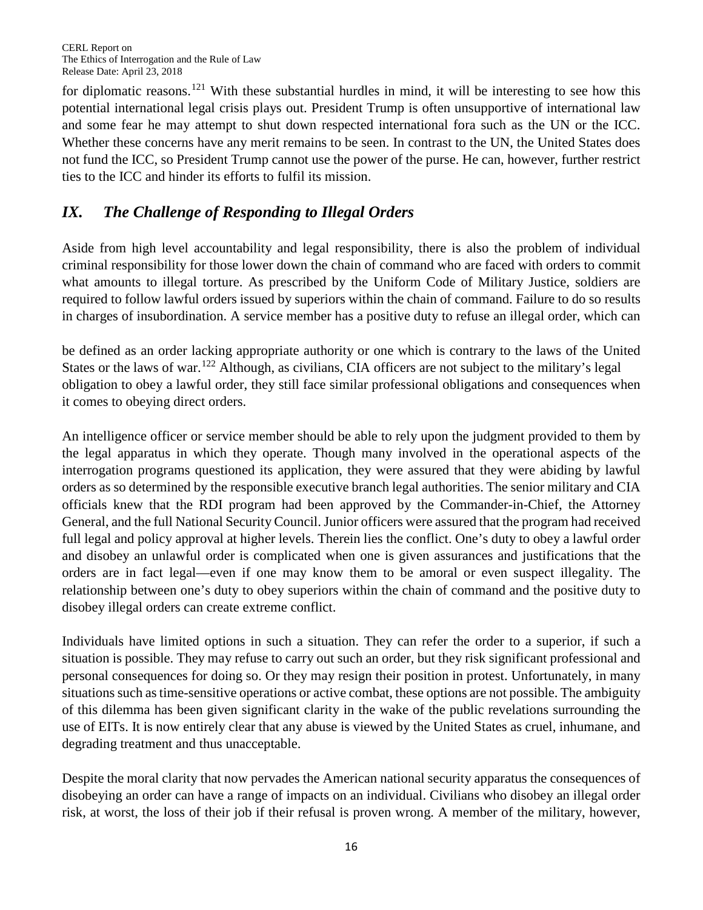for diplomatic reasons.[121] With these substantial hurdles in mind, it will be interesting to see how this potential international legal crisis plays out. President Trump is often unsupportive of international law and some fear he may attempt to shut down respected international fora such as the UN or the ICC. Whether these concerns have any merit remains to be seen. In contrast to the UN, the United States does not fund the ICC, so President Trump cannot use the power of the purse. He can, however, further restrict ties to the ICC and hinder its efforts to fulfil its mission.

## *IX. The Challenge of Responding to Illegal Orders*

Aside from high level accountability and legal responsibility, there is also the problem of individual criminal responsibility for those lower down the chain of command who are faced with orders to commit what amounts to illegal torture. As prescribed by the Uniform Code of Military Justice, soldiers are required to follow lawful orders issued by superiors within the chain of command. Failure to do so results in charges of insubordination. A service member has a positive duty to refuse an illegal order, which can be defined as an order lacking appropriate authority or one which is contrary to the laws of the United States or the laws of war.[122] Although, as civilians, CIA officers are not subject to the military's legal obligation to obey a lawful order, they still face similar professional obligations and consequences when it comes to obeying direct orders.

An intelligence officer or service member should be able to rely upon the judgment provided to them by the legal apparatus in which they operate. Though many involved in the operational aspects of the interrogation programs questioned its application, they were assured that they were abiding by lawful orders as so determined by the responsible executive branch legal authorities. The senior military and CIA officials knew that the RDI program had been approved by the Commander-in-Chief, the Attorney General, and the full National Security Council. Junior officers were assured that the program had received full legal and policy approval at higher levels. Therein lies the conflict. One's duty to obey a lawful order and disobey an unlawful order is complicated when one is given assurances and justifications that the orders are in fact legal—even if one may know them to be amoral or even suspect illegality. The relationship between one's duty to obey superiors within the chain of command and the positive duty to disobey illegal orders can create extreme conflict.

Individuals have limited options in such a situation. They can refer the order to a superior, if such a situation is possible. They may refuse to carry out such an order, but they risk significant professional and personal consequences for doing so. Or they may resign their position in protest. Unfortunately, in many situations such as time-sensitive operations or active combat, these options are not possible. The ambiguity of this dilemma has been given significant clarity in the wake of the public revelations surrounding the use of EITs. It is now entirely clear that any abuse is viewed by the United States as cruel, inhumane, and degrading treatment and thus unacceptable.

Despite the moral clarity that now pervades the American national security apparatus the consequences of disobeying an order can have a range of impacts on an individual. Civilians who disobey an illegal order risk, at worst, the loss of their job if their refusal is proven wrong. A member of the military, however,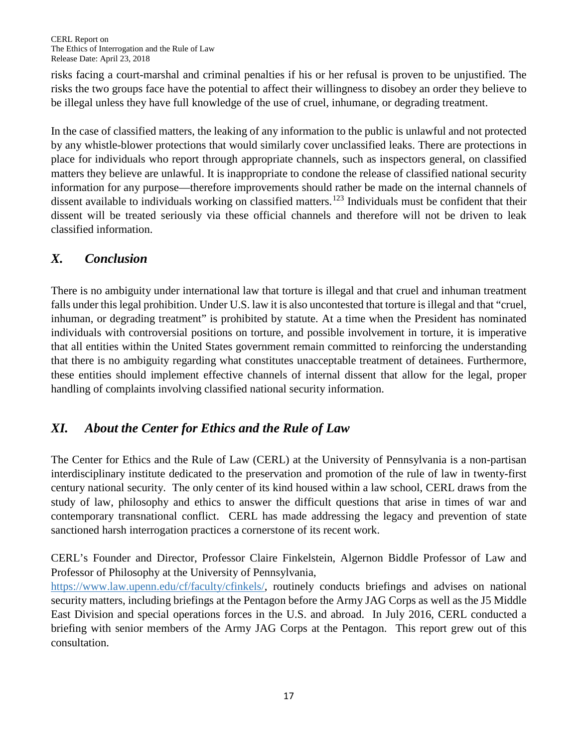risks facing a court-marshal and criminal penalties if his or her refusal is proven to be unjustified. The risks the two groups face have the potential to affect their willingness to disobey an order they believe to be illegal unless they have full knowledge of the use of cruel, inhumane, or degrading treatment.

In the case of classified matters, the leaking of any information to the public is unlawful and not protected by any whistle-blower protections that would similarly cover unclassified leaks. There are protections in place for individuals who report through appropriate channels, such as inspectors general, on classified matters they believe are unlawful. It is inappropriate to condone the release of classified national security information for any purpose—therefore improvements should rather be made on the internal channels of dissent available to individuals working on classified matters.[123] Individuals must be confident that their dissent will be treated seriously via these official channels and therefore will not be driven to leak classified information.

## *X. Conclusion*

There is no ambiguity under international law that torture is illegal and that cruel and inhuman treatment falls under this legal prohibition. Under U.S. law it is also uncontested that torture is illegal and that "cruel, inhuman, or degrading treatment" is prohibited by statute. At a time when the President has nominated individuals with controversial positions on torture, and possible involvement in torture, it is imperative that all entities within the United States government remain committed to reinforcing the understanding that there is no ambiguity regarding what constitutes unacceptable treatment of detainees. Furthermore, these entities should implement effective channels of internal dissent that allow for the legal, proper handling of complaints involving classified national security information.

## *XI. About the Center for Ethics and the Rule of Law*

The Center for Ethics and the Rule of Law (CERL) at the University of Pennsylvania is a non-partisan interdisciplinary institute dedicated to the preservation and promotion of the rule of law in twenty-first century national security. The only center of its kind housed within a law school, CERL draws from the study of law, philosophy and ethics to answer the difficult questions that arise in times of war and contemporary transnational conflict. CERL has made addressing the legacy and prevention of state sanctioned harsh interrogation practices a cornerstone of its recent work.

CERL's Founder and Director, Professor Claire Finkelstein, Algernon Biddle Professor of Law and Professor of Philosophy at the University of Pennsylvania, [https://www.law.upenn.edu/cf/faculty/cfinkels/](https://www.law.upenn.edu/cf/faculty/cfinkels/), routinely conducts briefings and advises on national security matters, including briefings at the Pentagon before the Army JAG Corps as well as the J5 Middle East Division and special operations forces in the U.S. and abroad. In July 2016, CERL conducted a briefing with senior members of the Army JAG Corps at the Pentagon. This report grew out of this consultation.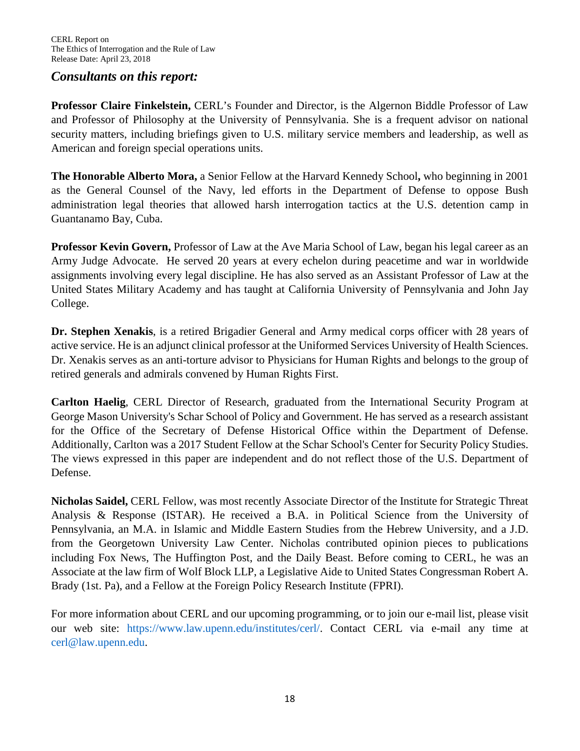## *Consultants on this report:*

**Professor Claire Finkelstein,** CERL's Founder and Director, is the Algernon Biddle Professor of Law and Professor of Philosophy at the University of Pennsylvania. She is a frequent advisor on national security matters, including briefings given to U.S. military service members and leadership, as well as American and foreign special operations units.

**The Honorable Alberto Mora,** a Senior Fellow at the Harvard Kennedy School**,** who beginning in 2001 as the General Counsel of the Navy, led efforts in the Department of Defense to oppose Bush administration legal theories that allowed harsh interrogation tactics at the U.S. detention camp in Guantanamo Bay, Cuba.

**Professor Kevin Govern,** Professor of Law at the Ave Maria School of Law, began his legal career as an Army Judge Advocate. He served 20 years at every echelon during peacetime and war in worldwide assignments involving every legal discipline. He has also served as an Assistant Professor of Law at the United States Military Academy and has taught at California University of Pennsylvania and John Jay College.

**Dr. Stephen Xenakis**, is a retired Brigadier General and Army medical corps officer with 28 years of active service. He is an adjunct clinical professor at the Uniformed Services University of Health Sciences. Dr. Xenakis serves as an anti-torture advisor to Physicians for Human Rights and belongs to the group of retired generals and admirals convened by Human Rights First.

**Carlton Haelig**, CERL Director of Research, graduated from the International Security Program at George Mason University's Schar School of Policy and Government. He has served as a research assistant for the Office of the Secretary of Defense Historical Office within the Department of Defense. Additionally, Carlton was a 2017 Student Fellow at the Schar School's Center for Security Policy Studies. The views expressed in this paper are independent and do not reflect those of the U.S. Department of Defense.

**Nicholas Saidel,** CERL Fellow, was most recently Associate Director of the Institute for Strategic Threat Analysis & Response (ISTAR). He received a B.A. in Political Science from the University of Pennsylvania, an M.A. in Islamic and Middle Eastern Studies from the Hebrew University, and a J.D. from the Georgetown University Law Center. Nicholas contributed opinion pieces to publications including Fox News, The Huffington Post, and the Daily Beast. Before coming to CERL, he was an Associate at the law firm of Wolf Block LLP, a Legislative Aide to United States Congressman Robert A. Brady (1st. Pa), and a Fellow at the Foreign Policy Research Institute (FPRI).

For more information about CERL and our upcoming programming, or to join our e-mail list, please visit our web site: https://www.law.upenn.edu/institutes/cerl/. Contact CERL via e-mail any time at cerl@law.upenn.edu.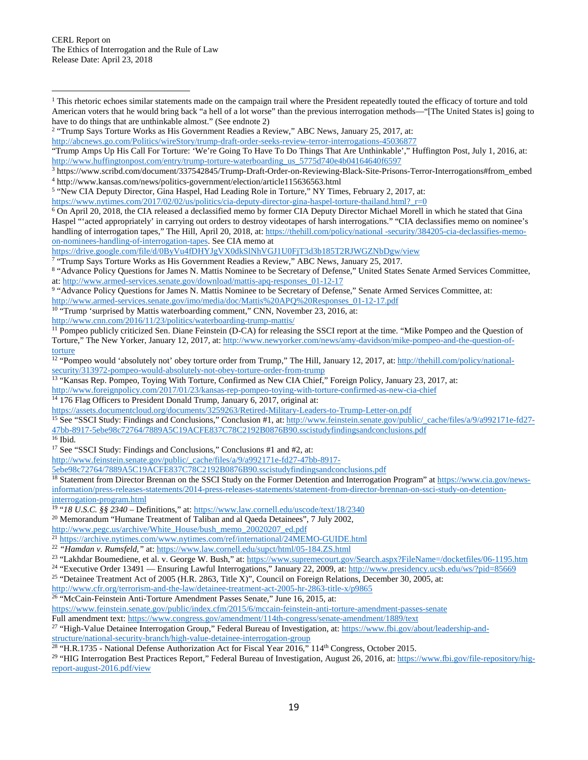---

[1] This rhetoric echoes similar statements made on the campaign trail where the President repeatedly touted the efficacy of torture and told American voters that he would bring back "a hell of a lot worse" than the previous interrogation methods—"[The United States is] going to have to do things that are unthinkable almost." (See endnote 2)

[2] "Trump Says Torture Works as His Government Readies a Review," ABC News, January 25, 2017, at: http://abcnews.go.com/Politics/wireStory/trump-draft-order-seeks-review-terror-interrogations-45036877
"Trump Amps Up His Call For Torture: 'We're Going To Have To Do Things That Are Unthinkable'," Huffington Post, July 1, 2016, at: http://www.huffingtonpost.com/entry/trump-torture-waterboarding_us_5775d740e4b04164640f6597

[3] https://www.scribd.com/document/337542845/Trump-Draft-Order-on-Reviewing-Black-Site-Prisons-Terror-Interrogations#from_embed

[4] http://www.kansas.com/news/politics-government/election/article115636563.html

[5] "New CIA Deputy Director, Gina Haspel, Had Leading Role in Torture," NY Times, February 2, 2017, at: https://www.nytimes.com/2017/02/02/us/politics/cia-deputy-director-gina-haspel-torture-thailand.html?_r=0

[6] On April 20, 2018, the CIA released a declassified memo by former CIA Deputy Director Michael Morell in which he stated that Gina Haspel "'acted appropriately' in carrying out orders to destroy videotapes of harsh interrogations." "CIA declassifies memo on nominee's handling of interrogation tapes," The Hill, April 20, 2018, at: https://thehill.com/policy/national -security/384205-cia-declassifies-memo-on-nominees-handling-of-interrogation-tapes. See CIA memo at https://drive.google.com/file/d/0ByVu4fDHYJgVX0dkSlNhVGJ1U0FjT3d3b185T2RJWGZNbDgw/view

[7] "Trump Says Torture Works as His Government Readies a Review," ABC News, January 25, 2017.

[8] "Advance Policy Questions for James N. Mattis Nominee to be Secretary of Defense," United States Senate Armed Services Committee, at: http://www.armed-services.senate.gov/download/mattis-apq-responses_01-12-17

[9] "Advance Policy Questions for James N. Mattis Nominee to be Secretary of Defense," Senate Armed Services Committee, at: http://www.armed-services.senate.gov/imo/media/doc/Mattis%20APQ%20Responses_01-12-17.pdf

[10] "Trump 'surprised by Mattis waterboarding comment," CNN, November 23, 2016, at: http://www.cnn.com/2016/11/23/politics/waterboarding-trump-mattis/

[11] Pompeo publicly criticized Sen. Diane Feinstein (D-CA) for releasing the SSCI report at the time. "Mike Pompeo and the Question of Torture," The New Yorker, January 12, 2017, at: http://www.newyorker.com/news/amy-davidson/mike-pompeo-and-the-question-of-torture

[12] "Pompeo would 'absolutely not' obey torture order from Trump," The Hill, January 12, 2017, at: http://thehill.com/policy/national-security/313972-pompeo-would-absolutely-not-obey-torture-order-from-trump

[13] "Kansas Rep. Pompeo, Toying With Torture, Confirmed as New CIA Chief," Foreign Policy, January 23, 2017, at: http://www.foreignpolicy.com/2017/01/23/kansas-rep-pompeo-toying-with-torture-confirmed-as-new-cia-chief

[14] 176 Flag Officers to President Donald Trump, January 6, 2017, original at: https://assets.documentcloud.org/documents/3259263/Retired-Military-Leaders-to-Trump-Letter-on.pdf

[15] See "SSCI Study: Findings and Conclusions," Conclusion #1, at: http://www.feinstein.senate.gov/public/_cache/files/a/9/a992171e-fd27-47bb-8917-5ebe98c72764/7889A5C19ACFE837C78C2192B0876B90.sscistudyfindingsandconclusions.pdf

[16] Ibid.

[17] See "SSCI Study: Findings and Conclusions," Conclusions #1 and #2, at: http://www.feinstein.senate.gov/public/_cache/files/a/9/a992171e-fd27-47bb-8917-5ebe98c72764/7889A5C19ACFE837C78C2192B0876B90.sscistudyfindingsandconclusions.pdf

[18] Statement from Director Brennan on the SSCI Study on the Former Detention and Interrogation Program" at https://www.cia.gov/news-information/press-releases-statements/2014-press-releases-statements/statement-from-director-brennan-on-ssci-study-on-detention-interrogation-program.html

[19] "*18 U.S.C. §§ 2340* – Definitions," at: https://www.law.cornell.edu/uscode/text/18/2340

[20] Memorandum "Humane Treatment of Taliban and al Qaeda Detainees", 7 July 2002, http://www.pegc.us/archive/White_House/bush_memo_20020207_ed.pdf

[21] https://archive.nytimes.com/www.nytimes.com/ref/international/24MEMO-GUIDE.html

[22] *"Hamdan v. Rumsfeld,"* at: https://www.law.cornell.edu/supct/html/05-184.ZS.html

[23] "Lakhdar Boumediene, et al. v. George W. Bush," at: https://www.supremecourt.gov/Search.aspx?FileName=/docketfiles/06-1195.htm

[24] "Executive Order 13491 — Ensuring Lawful Interrogations," January 22, 2009, at: http://www.presidency.ucsb.edu/ws/?pid=85669

[25] "Detainee Treatment Act of 2005 (H.R. 2863, Title X)", Council on Foreign Relations, December 30, 2005, at: http://www.cfr.org/terrorism-and-the-law/detainee-treatment-act-2005-hr-2863-title-x/p9865

[26] "McCain-Feinstein Anti-Torture Amendment Passes Senate," June 16, 2015, at: https://www.feinstein.senate.gov/public/index.cfm/2015/6/mccain-feinstein-anti-torture-amendment-passes-senate
Full amendment text: https://www.congress.gov/amendment/114th-congress/senate-amendment/1889/text

[27] "High-Value Detainee Interrogation Group," Federal Bureau of Investigation, at: https://www.fbi.gov/about/leadership-and-structure/national-security-branch/high-value-detainee-interrogation-group

[28] "H.R.1735 - National Defense Authorization Act for Fiscal Year 2016," 114th Congress, October 2015.

[29] "HIG Interrogation Best Practices Report," Federal Bureau of Investigation, August 26, 2016, at: https://www.fbi.gov/file-repository/hig-report-august-2016.pdf/view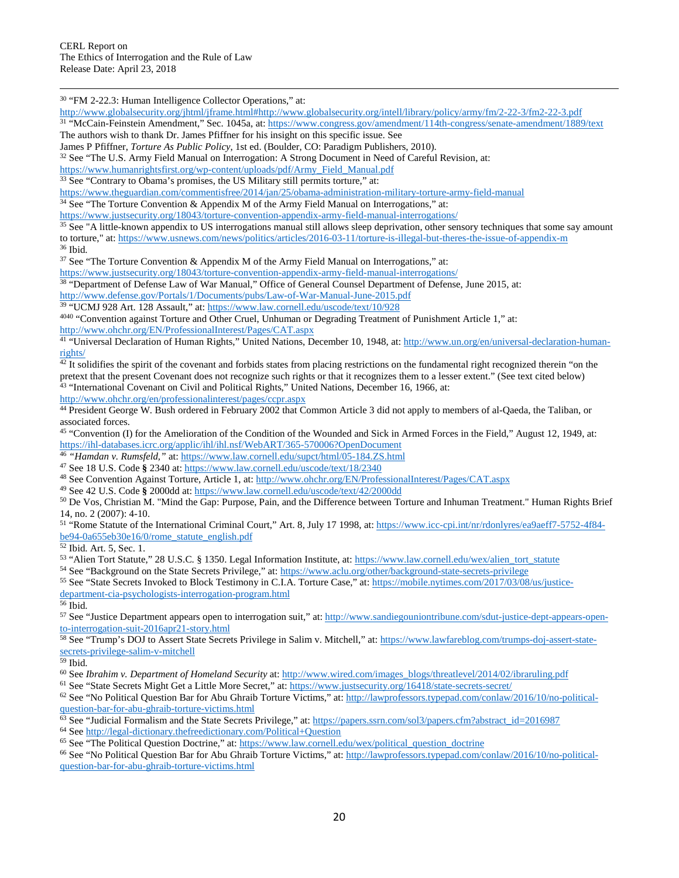[30] "FM 2-22.3: Human Intelligence Collector Operations," at: http://www.globalsecurity.org/jhtml/jframe.html#http://www.globalsecurity.org/intell/library/policy/army/fm/2-22-3/fm2-22-3.pdf

[31] "McCain-Feinstein Amendment," Sec. 1045a, at: https://www.congress.gov/amendment/114th-congress/senate-amendment/1889/text The authors wish to thank Dr. James Pfiffner for his insight on this specific issue. See James P Pfiffner, *Torture As Public Policy*, 1st ed. (Boulder, CO: Paradigm Publishers, 2010).

[32] See "The U.S. Army Field Manual on Interrogation: A Strong Document in Need of Careful Revision, at: https://www.humanrightsfirst.org/wp-content/uploads/pdf/Army_Field_Manual.pdf

[33] See "Contrary to Obama's promises, the US Military still permits torture," at: https://www.theguardian.com/commentisfree/2014/jan/25/obama-administration-military-torture-army-field-manual

[34] See "The Torture Convention & Appendix M of the Army Field Manual on Interrogations," at: https://www.justsecurity.org/18043/torture-convention-appendix-army-field-manual-interrogations/

[35] See "A little-known appendix to US interrogations manual still allows sleep deprivation, other sensory techniques that some say amount to torture," at: https://www.usnews.com/news/politics/articles/2016-03-11/torture-is-illegal-but-theres-the-issue-of-appendix-m

[36] Ibid.

[37] See "The Torture Convention & Appendix M of the Army Field Manual on Interrogations," at: https://www.justsecurity.org/18043/torture-convention-appendix-army-field-manual-interrogations/

[38] "Department of Defense Law of War Manual," Office of General Counsel Department of Defense, June 2015, at: http://www.defense.gov/Portals/1/Documents/pubs/Law-of-War-Manual-June-2015.pdf

[39] "UCMJ 928 Art. 128 Assault," at: https://www.law.cornell.edu/uscode/text/10/928

[4040] "Convention against Torture and Other Cruel, Unhuman or Degrading Treatment of Punishment Article 1," at: http://www.ohchr.org/EN/ProfessionalInterest/Pages/CAT.aspx

[41] "Universal Declaration of Human Rights," United Nations, December 10, 1948, at: http://www.un.org/en/universal-declaration-human-rights/

[42] It solidifies the spirit of the covenant and forbids states from placing restrictions on the fundamental right recognized therein "on the pretext that the present Covenant does not recognize such rights or that it recognizes them to a lesser extent." (See text cited below)

[43] "International Covenant on Civil and Political Rights," United Nations, December 16, 1966, at: http://www.ohchr.org/en/professionalinterest/pages/ccpr.aspx

[44] President George W. Bush ordered in February 2002 that Common Article 3 did not apply to members of al-Qaeda, the Taliban, or associated forces.

[45] "Convention (I) for the Amelioration of the Condition of the Wounded and Sick in Armed Forces in the Field," August 12, 1949, at: https://ihl-databases.icrc.org/applic/ihl/ihl.nsf/WebART/365-570006?OpenDocument

[46] *"Hamdan v. Rumsfeld,"* at: https://www.law.cornell.edu/supct/html/05-184.ZS.html

[47] See 18 U.S. Code **§** 2340 at: https://www.law.cornell.edu/uscode/text/18/2340

[48] See Convention Against Torture, Article 1, at: http://www.ohchr.org/EN/ProfessionalInterest/Pages/CAT.aspx

[49] See 42 U.S. Code **§** 2000dd at: https://www.law.cornell.edu/uscode/text/42/2000dd

[50] De Vos, Christian M. "Mind the Gap: Purpose, Pain, and the Difference between Torture and Inhuman Treatment." Human Rights Brief 14, no. 2 (2007): 4-10.

[51] "Rome Statute of the International Criminal Court," Art. 8, July 17 1998, at: https://www.icc-cpi.int/nr/rdonlyres/ea9aeff7-5752-4f84-be94-0a655eb30e16/0/rome_statute_english.pdf

[52] Ibid. Art. 5, Sec. 1.

[53] "Alien Tort Statute," 28 U.S.C. § 1350. Legal Information Institute, at: https://www.law.cornell.edu/wex/alien_tort_statute

[54] See "Background on the State Secrets Privilege," at: https://www.aclu.org/other/background-state-secrets-privilege

[55] See "State Secrets Invoked to Block Testimony in C.I.A. Torture Case," at: https://mobile.nytimes.com/2017/03/08/us/justice-department-cia-psychologists-interrogation-program.html

[56] Ibid.

[57] See "Justice Department appears open to interrogation suit," at: http://www.sandiegouniontribune.com/sdut-justice-dept-appears-open-to-interrogation-suit-2016apr21-story.html

[58] See "Trump's DOJ to Assert State Secrets Privilege in Salim v. Mitchell," at: https://www.lawfareblog.com/trumps-doj-assert-state-secrets-privilege-salim-v-mitchell

[59] Ibid.

[60] See *Ibrahim v. Department of Homeland Security* at: http://www.wired.com/images_blogs/threatlevel/2014/02/ibraruling.pdf

[61] See "State Secrets Might Get a Little More Secret," at: https://www.justsecurity.org/16418/state-secrets-secret/

[62] See "No Political Question Bar for Abu Ghraib Torture Victims," at: http://lawprofessors.typepad.com/conlaw/2016/10/no-political-question-bar-for-abu-ghraib-torture-victims.html

[63] See "Judicial Formalism and the State Secrets Privilege," at: https://papers.ssrn.com/sol3/papers.cfm?abstract_id=2016987

[64] See http://legal-dictionary.thefreedictionary.com/Political+Question

[65] See "The Political Question Doctrine," at: https://www.law.cornell.edu/wex/political_question_doctrine

[66] See "No Political Question Bar for Abu Ghraib Torture Victims," at: http://lawprofessors.typepad.com/conlaw/2016/10/no-political-question-bar-for-abu-ghraib-torture-victims.html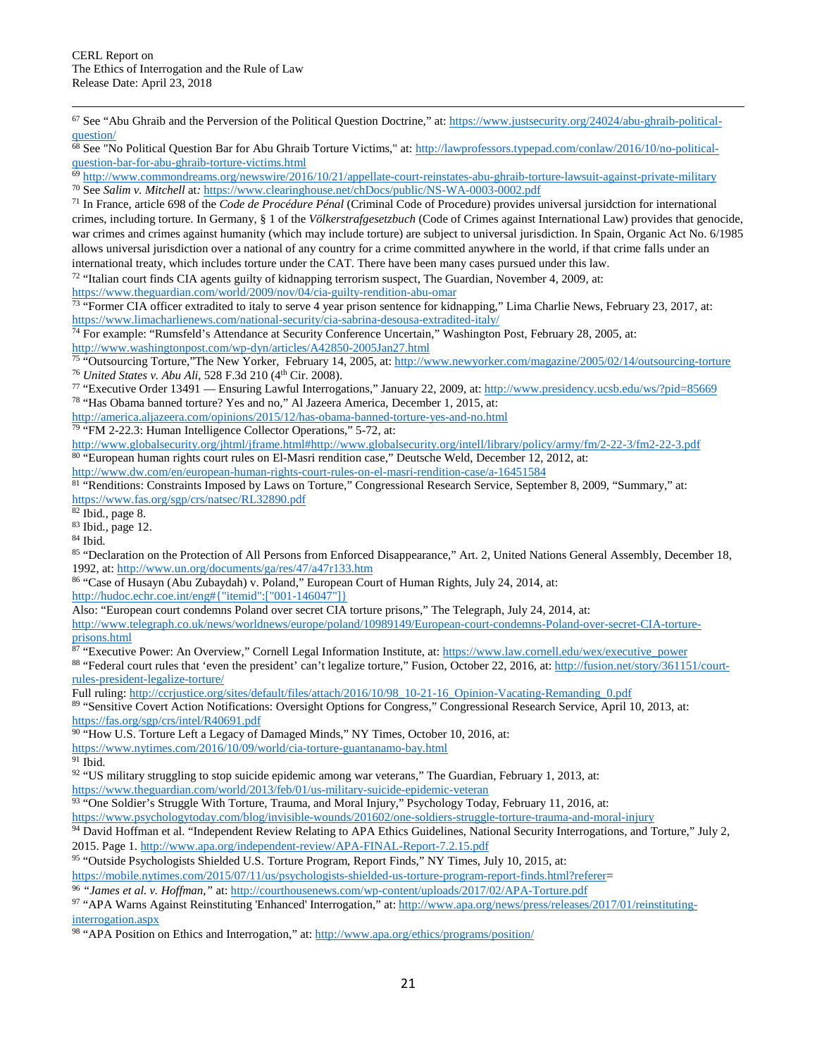[67] See "Abu Ghraib and the Perversion of the Political Question Doctrine," at: https://www.justsecurity.org/24024/abu-ghraib-political-question/

[68] See "No Political Question Bar for Abu Ghraib Torture Victims," at: http://lawprofessors.typepad.com/conlaw/2016/10/no-political-question-bar-for-abu-ghraib-torture-victims.html

[69] http://www.commondreams.org/newswire/2016/10/21/appellate-court-reinstates-abu-ghraib-torture-lawsuit-against-private-military

[70] See *Salim v. Mitchell* at: https://www.clearinghouse.net/chDocs/public/NS-WA-0003-0002.pdf

[71] In France, article 698 of the *Code de Procédure Pénal* (Criminal Code of Procedure) provides universal jursidction for international crimes, including torture. In Germany, § 1 of the *Völkerstrafgesetzbuch* (Code of Crimes against International Law) provides that genocide, war crimes and crimes against humanity (which may include torture) are subject to universal jurisdiction. In Spain, Organic Act No. 6/1985 allows universal jurisdiction over a national of any country for a crime committed anywhere in the world, if that crime falls under an international treaty, which includes torture under the CAT. There have been many cases pursued under this law.

[72] "Italian court finds CIA agents guilty of kidnapping terrorism suspect, The Guardian, November 4, 2009, at: https://www.theguardian.com/world/2009/nov/04/cia-guilty-rendition-abu-omar

[73] "Former CIA officer extradited to italy to serve 4 year prison sentence for kidnapping," Lima Charlie News, February 23, 2017, at: https://www.limacharlienews.com/national-security/cia-sabrina-desousa-extradited-italy/

[74] For example: "Rumsfeld's Attendance at Security Conference Uncertain," Washington Post, February 28, 2005, at: http://www.washingtonpost.com/wp-dyn/articles/A42850-2005Jan27.html

[75] "Outsourcing Torture,"The New Yorker, February 14, 2005, at: http://www.newyorker.com/magazine/2005/02/14/outsourcing-torture

[76] *United States v. Abu Ali*, 528 F.3d 210 (4th Cir. 2008).

[77] "Executive Order 13491 — Ensuring Lawful Interrogations," January 22, 2009, at: http://www.presidency.ucsb.edu/ws/?pid=85669

[78] "Has Obama banned torture? Yes and no," Al Jazeera America, December 1, 2015, at: http://america.aljazeera.com/opinions/2015/12/has-obama-banned-torture-yes-and-no.html

[79] "FM 2-22.3: Human Intelligence Collector Operations," 5-72, at: http://www.globalsecurity.org/jhtml/jframe.html#http://www.globalsecurity.org/intell/library/policy/army/fm/2-22-3/fm2-22-3.pdf

[80] "European human rights court rules on El-Masri rendition case," Deutsche Weld, December 12, 2012, at: http://www.dw.com/en/european-human-rights-court-rules-on-el-masri-rendition-case/a-16451584

[81] "Renditions: Constraints Imposed by Laws on Torture," Congressional Research Service, September 8, 2009, "Summary," at: https://www.fas.org/sgp/crs/natsec/RL32890.pdf

[82] Ibid., page 8.

[83] Ibid., page 12.

[84] Ibid.

[85] "Declaration on the Protection of All Persons from Enforced Disappearance," Art. 2, United Nations General Assembly, December 18, 1992, at: http://www.un.org/documents/ga/res/47/a47r133.htm

[86] "Case of Husayn (Abu Zubaydah) v. Poland," European Court of Human Rights, July 24, 2014, at: http://hudoc.echr.coe.int/eng#{"itemid":["001-146047"]}
Also: "European court condemns Poland over secret CIA torture prisons," The Telegraph, July 24, 2014, at: http://www.telegraph.co.uk/news/worldnews/europe/poland/10989149/European-court-condemns-Poland-over-secret-CIA-torture-prisons.html

[87] "Executive Power: An Overview," Cornell Legal Information Institute, at: https://www.law.cornell.edu/wex/executive_power

[88] "Federal court rules that 'even the president' can't legalize torture," Fusion, October 22, 2016, at: http://fusion.net/story/361151/court-rules-president-legalize-torture/
Full ruling: http://ccrjustice.org/sites/default/files/attach/2016/10/98_10-21-16_Opinion-Vacating-Remanding_0.pdf

[89] "Sensitive Covert Action Notifications: Oversight Options for Congress," Congressional Research Service, April 10, 2013, at: https://fas.org/sgp/crs/intel/R40691.pdf

[90] "How U.S. Torture Left a Legacy of Damaged Minds," NY Times, October 10, 2016, at: https://www.nytimes.com/2016/10/09/world/cia-torture-guantanamo-bay.html

[91] Ibid.

[92] "US military struggling to stop suicide epidemic among war veterans," The Guardian, February 1, 2013, at: https://www.theguardian.com/world/2013/feb/01/us-military-suicide-epidemic-veteran

[93] "One Soldier's Struggle With Torture, Trauma, and Moral Injury," Psychology Today, February 11, 2016, at: https://www.psychologytoday.com/blog/invisible-wounds/201602/one-soldiers-struggle-torture-trauma-and-moral-injury

[94] David Hoffman et al. "Independent Review Relating to APA Ethics Guidelines, National Security Interrogations, and Torture," July 2, 2015. Page 1. http://www.apa.org/independent-review/APA-FINAL-Report-7.2.15.pdf

[95] "Outside Psychologists Shielded U.S. Torture Program, Report Finds," NY Times, July 10, 2015, at: https://mobile.nytimes.com/2015/07/11/us/psychologists-shielded-us-torture-program-report-finds.html?referer=

[96] "*James et al. v. Hoffman*," at: http://courthousenews.com/wp-content/uploads/2017/02/APA-Torture.pdf

[97] "APA Warns Against Reinstituting 'Enhanced' Interrogation," at: http://www.apa.org/news/press/releases/2017/01/reinstituting-interrogation.aspx

[98] "APA Position on Ethics and Interrogation," at: http://www.apa.org/ethics/programs/position/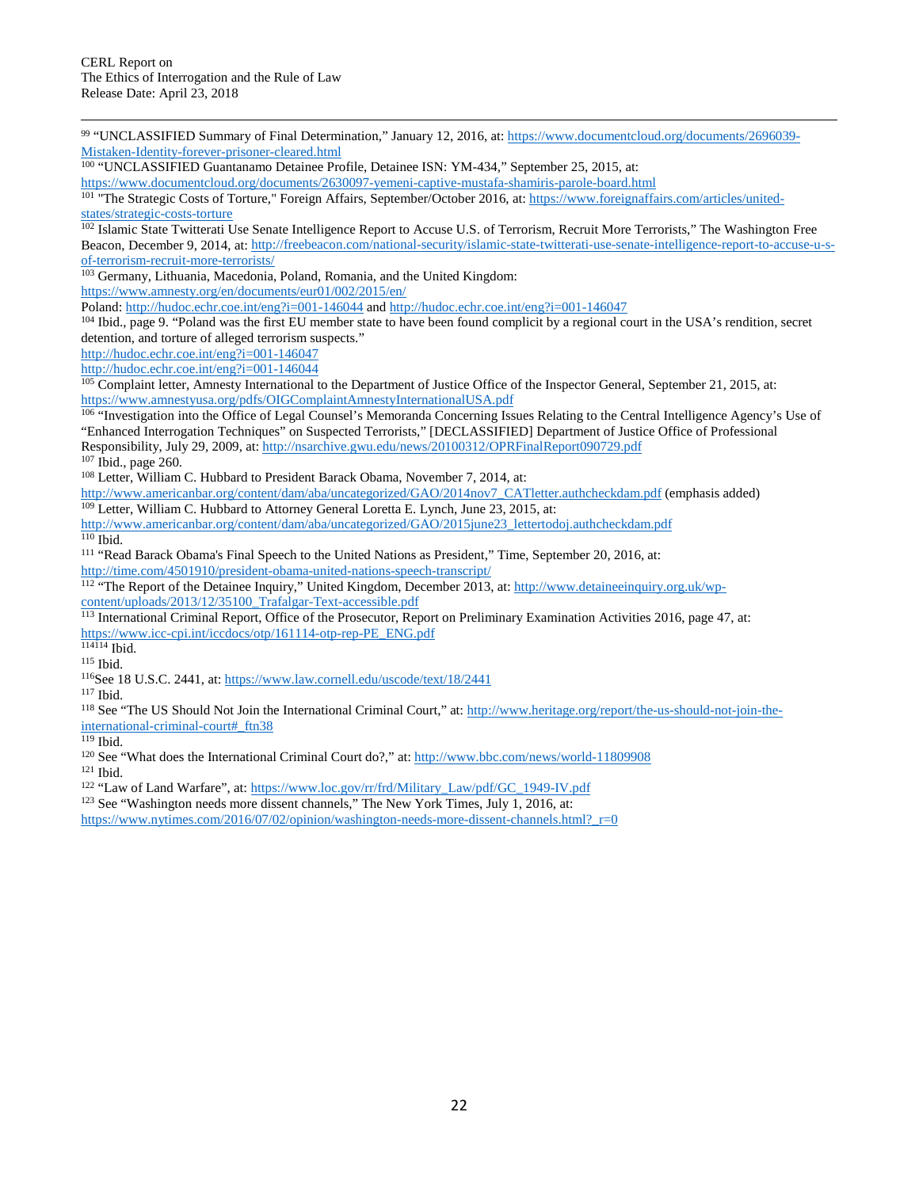[99] "UNCLASSIFIED Summary of Final Determination," January 12, 2016, at: https://www.documentcloud.org/documents/2696039-Mistaken-Identity-forever-prisoner-cleared.html

[100] "UNCLASSIFIED Guantanamo Detainee Profile, Detainee ISN: YM-434," September 25, 2015, at: https://www.documentcloud.org/documents/2630097-yemeni-captive-mustafa-shamiris-parole-board.html

[101] "The Strategic Costs of Torture," Foreign Affairs, September/October 2016, at: https://www.foreignaffairs.com/articles/united-states/strategic-costs-torture

[102] Islamic State Twitterati Use Senate Intelligence Report to Accuse U.S. of Terrorism, Recruit More Terrorists," The Washington Free Beacon, December 9, 2014, at: http://freebeacon.com/national-security/islamic-state-twitterati-use-senate-intelligence-report-to-accuse-u-s-of-terrorism-recruit-more-terrorists/

[103] Germany, Lithuania, Macedonia, Poland, Romania, and the United Kingdom: https://www.amnesty.org/en/documents/eur01/002/2015/en/
Poland: http://hudoc.echr.coe.int/eng?i=001-146044 and http://hudoc.echr.coe.int/eng?i=001-146047

[104] Ibid., page 9. "Poland was the first EU member state to have been found complicit by a regional court in the USA's rendition, secret detention, and torture of alleged terrorism suspects."
http://hudoc.echr.coe.int/eng?i=001-146047
http://hudoc.echr.coe.int/eng?i=001-146044

[105] Complaint letter, Amnesty International to the Department of Justice Office of the Inspector General, September 21, 2015, at: https://www.amnestyusa.org/pdfs/OIGComplaintAmnestyInternationalUSA.pdf

[106] "Investigation into the Office of Legal Counsel's Memoranda Concerning Issues Relating to the Central Intelligence Agency's Use of "Enhanced Interrogation Techniques" on Suspected Terrorists," [DECLASSIFIED] Department of Justice Office of Professional Responsibility, July 29, 2009, at: http://nsarchive.gwu.edu/news/20100312/OPRFinalReport090729.pdf

[107] Ibid., page 260.

[108] Letter, William C. Hubbard to President Barack Obama, November 7, 2014, at: http://www.americanbar.org/content/dam/aba/uncategorized/GAO/2014nov7_CATletter.authcheckdam.pdf (emphasis added)

[109] Letter, William C. Hubbard to Attorney General Loretta E. Lynch, June 23, 2015, at: http://www.americanbar.org/content/dam/aba/uncategorized/GAO/2015june23_lettertodoj.authcheckdam.pdf

[110] Ibid.

[111] "Read Barack Obama's Final Speech to the United Nations as President," Time, September 20, 2016, at: http://time.com/4501910/president-obama-united-nations-speech-transcript/

[112] "The Report of the Detainee Inquiry," United Kingdom, December 2013, at: http://www.detaineeinquiry.org.uk/wp-content/uploads/2013/12/35100_Trafalgar-Text-accessible.pdf

[113] International Criminal Report, Office of the Prosecutor, Report on Preliminary Examination Activities 2016, page 47, at: https://www.icc-cpi.int/iccdocs/otp/161114-otp-rep-PE_ENG.pdf

[114114] Ibid.

[115] Ibid.

[116] See 18 U.S.C. 2441, at: https://www.law.cornell.edu/uscode/text/18/2441

[117] Ibid.

[118] See "The US Should Not Join the International Criminal Court," at: http://www.heritage.org/report/the-us-should-not-join-the-international-criminal-court#_ftn38

[119] Ibid.

[120] See "What does the International Criminal Court do?," at: http://www.bbc.com/news/world-11809908

[121] Ibid.

[122] "Law of Land Warfare", at: https://www.loc.gov/rr/frd/Military_Law/pdf/GC_1949-IV.pdf

[123] See "Washington needs more dissent channels," The New York Times, July 1, 2016, at: https://www.nytimes.com/2016/07/02/opinion/washington-needs-more-dissent-channels.html?_r=0